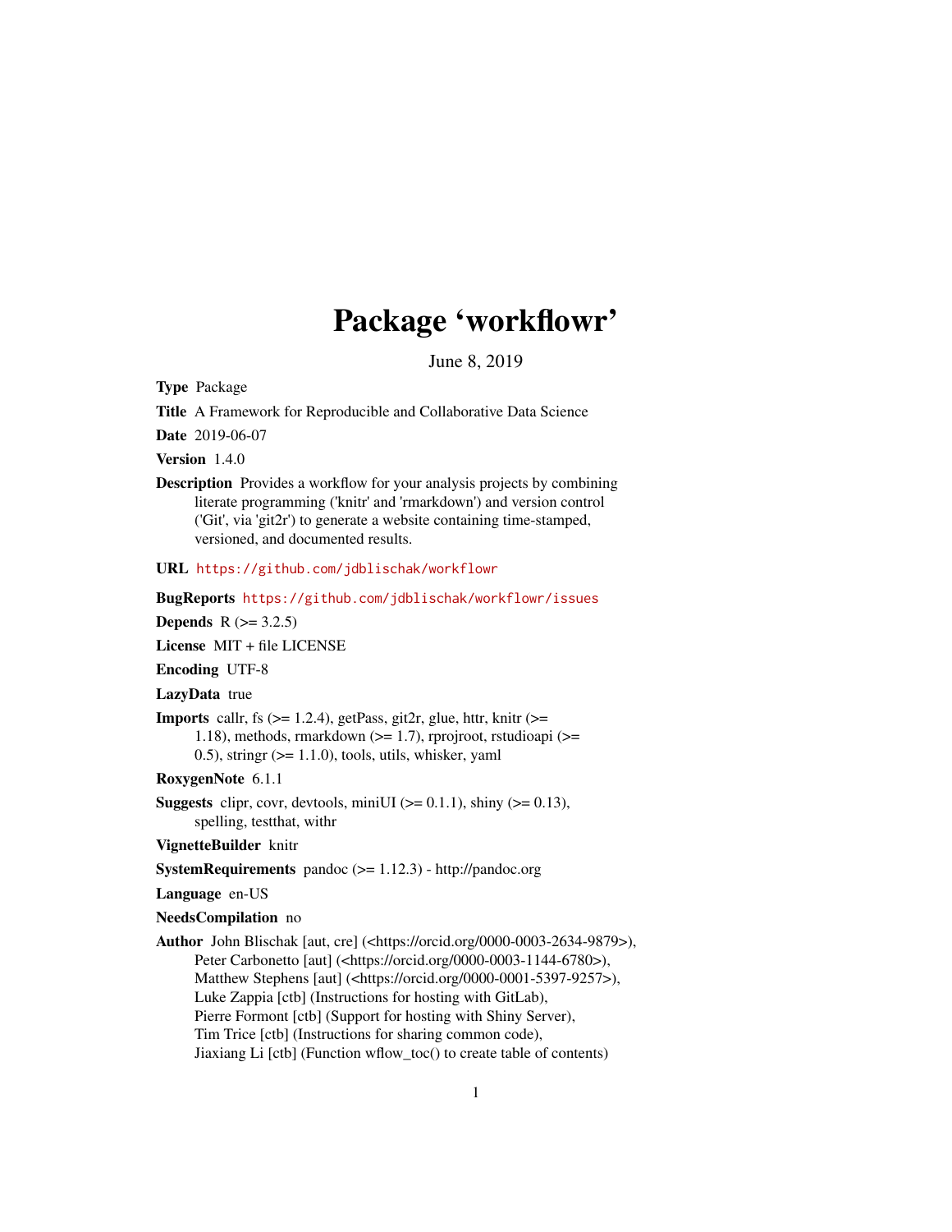# Package 'workflowr'

June 8, 2019

**Type** Package

**Title** A Framework for Reproducible and Collaborative Data Science

**Date** 2019-06-07

**Version** 1.4.0

**Description** Provides a workflow for your analysis projects by combining literate programming ('knitr' and 'rmarkdown') and version control ('Git', via 'git2r') to generate a website containing time-stamped, versioned, and documented results.

**URL** https://github.com/jdblischak/workflowr

**BugReports** https://github.com/jdblischak/workflowr/issues

**Depends** R (>= 3.2.5)

**License** MIT + file LICENSE

**Encoding** UTF-8

**LazyData** true

**Imports** callr, fs (>= 1.2.4), getPass, git2r, glue, httr, knitr (>= 1.18), methods, rmarkdown (>= 1.7), rprojroot, rstudioapi (>= 0.5), stringr (>= 1.1.0), tools, utils, whisker, yaml

**RoxygenNote** 6.1.1

**Suggests** clipr, covr, devtools, miniUI (>= 0.1.1), shiny (>= 0.13), spelling, testthat, withr

**VignetteBuilder** knitr

**SystemRequirements** pandoc (>= 1.12.3) - http://pandoc.org

**Language** en-US

**NeedsCompilation** no

**Author** John Blischak [aut, cre] (<https://orcid.org/0000-0003-2634-9879>), Peter Carbonetto [aut] (<https://orcid.org/0000-0003-1144-6780>), Matthew Stephens [aut] (<https://orcid.org/0000-0001-5397-9257>), Luke Zappia [ctb] (Instructions for hosting with GitLab), Pierre Formont [ctb] (Support for hosting with Shiny Server), Tim Trice [ctb] (Instructions for sharing common code), Jiaxiang Li [ctb] (Function wflow_toc() to create table of contents)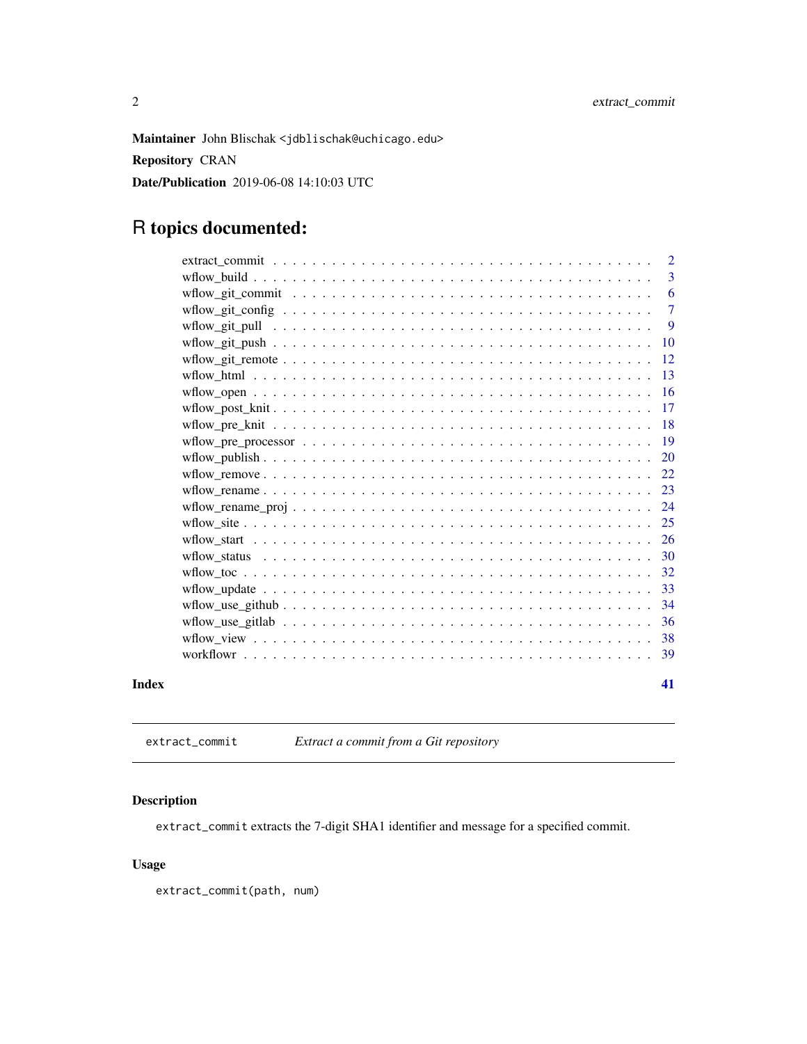**Maintainer** John Blischak <jdblischak@uchicago.edu>

**Repository** CRAN

**Date/Publication** 2019-06-08 14:10:03 UTC

# R topics documented:

| | |
|---|---|
| extract_commit | 2 |
| wflow_build | 3 |
| wflow_git_commit | 6 |
| wflow_git_config | 7 |
| wflow_git_pull | 9 |
| wflow_git_push | 10 |
| wflow_git_remote | 12 |
| wflow_html | 13 |
| wflow_open | 16 |
| wflow_post_knit | 17 |
| wflow_pre_knit | 18 |
| wflow_pre_processor | 19 |
| wflow_publish | 20 |
| wflow_remove | 22 |
| wflow_rename | 23 |
| wflow_rename_proj | 24 |
| wflow_site | 25 |
| wflow_start | 26 |
| wflow_status | 30 |
| wflow_toc | 32 |
| wflow_update | 33 |
| wflow_use_github | 34 |
| wflow_use_gitlab | 36 |
| wflow_view | 38 |
| workflowr | 39 |
| **Index** | **41** |

---

`extract_commit` *Extract a commit from a Git repository*

---

### Description

`extract_commit` extracts the 7-digit SHA1 identifier and message for a specified commit.

### Usage

```
extract_commit(path, num)
```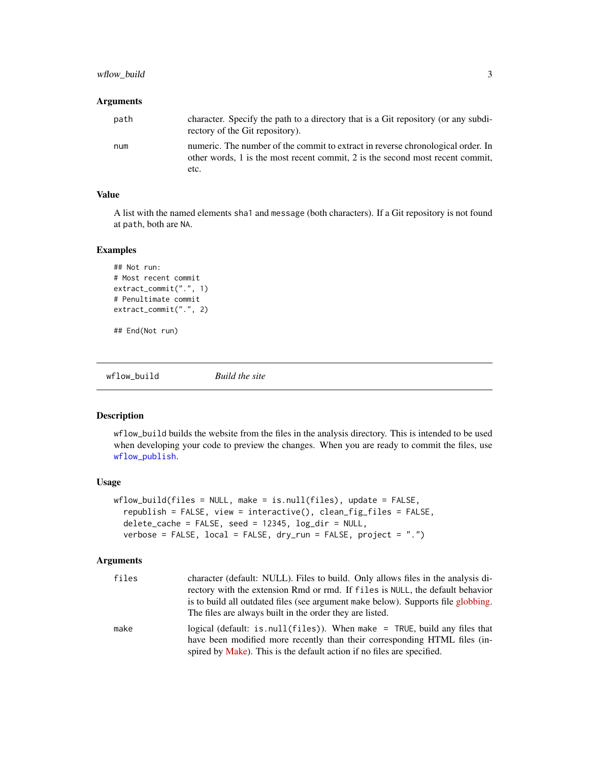### Arguments

| | |
|---|---|
| path | character. Specify the path to a directory that is a Git repository (or any subdirectory of the Git repository). |
| num | numeric. The number of the commit to extract in reverse chronological order. In other words, 1 is the most recent commit, 2 is the second most recent commit, etc. |

### Value

A list with the named elements `sha1` and `message` (both characters). If a Git repository is not found at `path`, both are `NA`.

### Examples

```
## Not run:
# Most recent commit
extract_commit(".", 1)
# Penultimate commit
extract_commit(".", 2)

## End(Not run)
```

---

## wflow_build *Build the site*

### Description

`wflow_build` builds the website from the files in the analysis directory. This is intended to be used when developing your code to preview the changes. When you are ready to commit the files, use `wflow_publish`.

### Usage

```
wflow_build(files = NULL, make = is.null(files), update = FALSE,
  republish = FALSE, view = interactive(), clean_fig_files = FALSE,
  delete_cache = FALSE, seed = 12345, log_dir = NULL,
  verbose = FALSE, local = FALSE, dry_run = FALSE, project = ".")
```

### Arguments

| | |
|---|---|
| files | character (default: NULL). Files to build. Only allows files in the analysis directory with the extension Rmd or rmd. If `files` is `NULL`, the default behavior is to build all outdated files (see argument `make` below). Supports file globbing. The files are always built in the order they are listed. |
| make | logical (default: `is.null(files)`). When `make = TRUE`, build any files that have been modified more recently than their corresponding HTML files (inspired by Make). This is the default action if no files are specified. |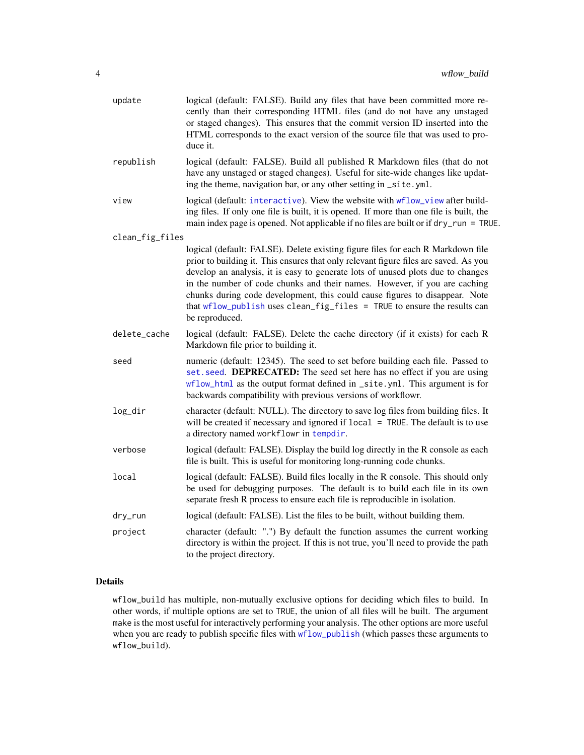| | |
|---|---|
| update | logical (default: FALSE). Build any files that have been committed more recently than their corresponding HTML files (and do not have any unstaged or staged changes). This ensures that the commit version ID inserted into the HTML corresponds to the exact version of the source file that was used to produce it. |
| republish | logical (default: FALSE). Build all published R Markdown files (that do not have any unstaged or staged changes). Useful for site-wide changes like updating the theme, navigation bar, or any other setting in `_site.yml`. |
| view | logical (default: `interactive`). View the website with `wflow_view` after building files. If only one file is built, it is opened. If more than one file is built, the main index page is opened. Not applicable if no files are built or if `dry_run = TRUE`. |
| clean_fig_files | logical (default: FALSE). Delete existing figure files for each R Markdown file prior to building it. This ensures that only relevant figure files are saved. As you develop an analysis, it is easy to generate lots of unused plots due to changes in the number of code chunks and their names. However, if you are caching chunks during code development, this could cause figures to disappear. Note that `wflow_publish` uses `clean_fig_files = TRUE` to ensure the results can be reproduced. |
| delete_cache | logical (default: FALSE). Delete the cache directory (if it exists) for each R Markdown file prior to building it. |
| seed | numeric (default: 12345). The seed to set before building each file. Passed to `set.seed`. **DEPRECATED:** The seed set here has no effect if you are using `wflow_html` as the output format defined in `_site.yml`. This argument is for backwards compatibility with previous versions of workflowr. |
| log_dir | character (default: NULL). The directory to save log files from building files. It will be created if necessary and ignored if `local = TRUE`. The default is to use a directory named `workflowr` in `tempdir`. |
| verbose | logical (default: FALSE). Display the build log directly in the R console as each file is built. This is useful for monitoring long-running code chunks. |
| local | logical (default: FALSE). Build files locally in the R console. This should only be used for debugging purposes. The default is to build each file in its own separate fresh R process to ensure each file is reproducible in isolation. |
| dry_run | logical (default: FALSE). List the files to be built, without building them. |
| project | character (default: ".") By default the function assumes the current working directory is within the project. If this is not true, you'll need to provide the path to the project directory. |

## Details

`wflow_build` has multiple, non-mutually exclusive options for deciding which files to build. In other words, if multiple options are set to `TRUE`, the union of all files will be built. The argument `make` is the most useful for interactively performing your analysis. The other options are more useful when you are ready to publish specific files with `wflow_publish` (which passes these arguments to `wflow_build`).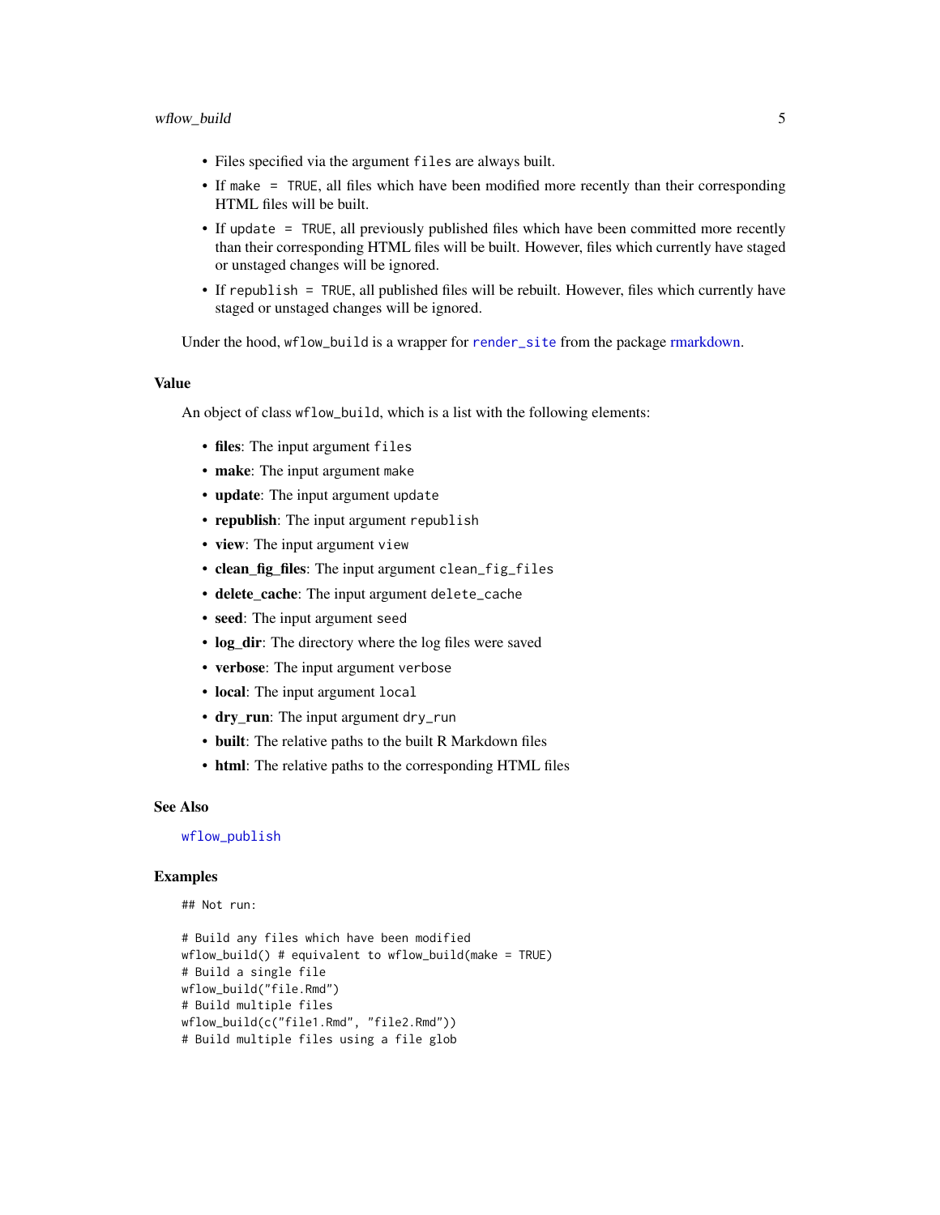- Files specified via the argument `files` are always built.
- If `make = TRUE`, all files which have been modified more recently than their corresponding HTML files will be built.
- If `update = TRUE`, all previously published files which have been committed more recently than their corresponding HTML files will be built. However, files which currently have staged or unstaged changes will be ignored.
- If `republish = TRUE`, all published files will be rebuilt. However, files which currently have staged or unstaged changes will be ignored.

Under the hood, `wflow_build` is a wrapper for `render_site` from the package rmarkdown.

### Value

An object of class `wflow_build`, which is a list with the following elements:

- **files**: The input argument `files`
- **make**: The input argument `make`
- **update**: The input argument `update`
- **republish**: The input argument `republish`
- **view**: The input argument `view`
- **clean_fig_files**: The input argument `clean_fig_files`
- **delete_cache**: The input argument `delete_cache`
- **seed**: The input argument `seed`
- **log_dir**: The directory where the log files were saved
- **verbose**: The input argument `verbose`
- **local**: The input argument `local`
- **dry_run**: The input argument `dry_run`
- **built**: The relative paths to the built R Markdown files
- **html**: The relative paths to the corresponding HTML files

### See Also

`wflow_publish`

### Examples

```
## Not run:

# Build any files which have been modified
wflow_build() # equivalent to wflow_build(make = TRUE)
# Build a single file
wflow_build("file.Rmd")
# Build multiple files
wflow_build(c("file1.Rmd", "file2.Rmd"))
# Build multiple files using a file glob
```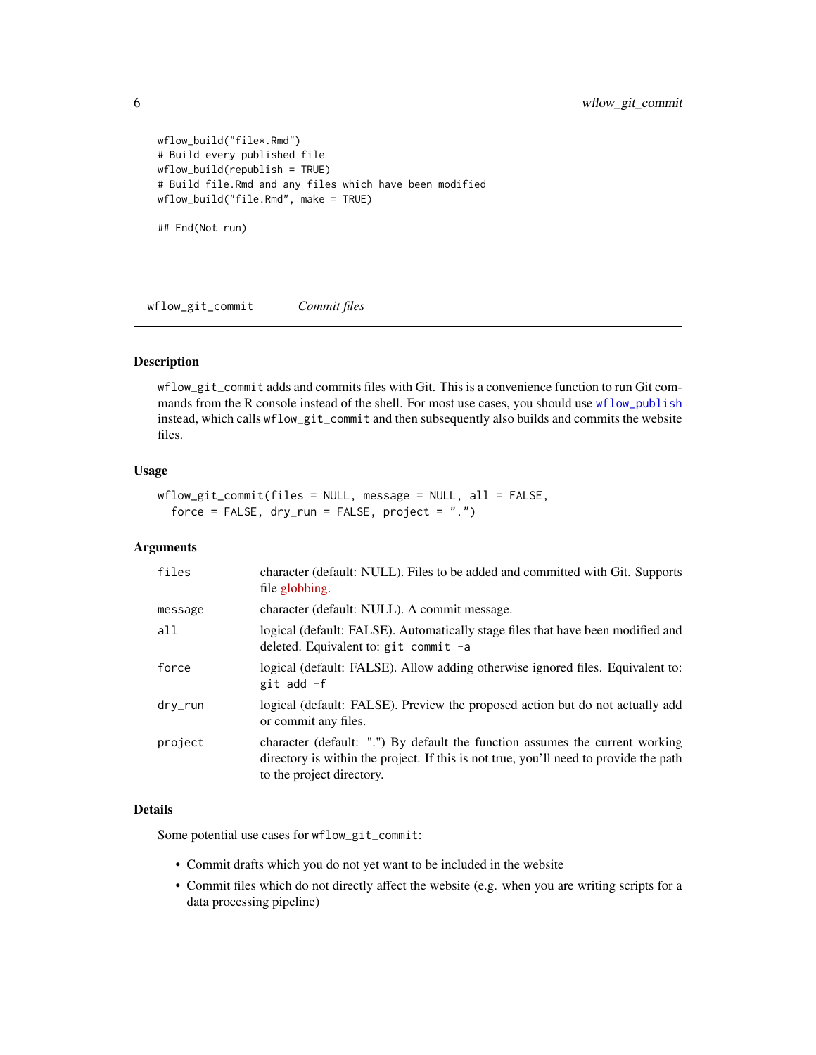```
wflow_build("file*.Rmd")
# Build every published file
wflow_build(republish = TRUE)
# Build file.Rmd and any files which have been modified
wflow_build("file.Rmd", make = TRUE)

## End(Not run)
```

## wflow_git_commit *Commit files*

### Description

wflow_git_commit adds and commits files with Git. This is a convenience function to run Git commands from the R console instead of the shell. For most use cases, you should use wflow_publish instead, which calls wflow_git_commit and then subsequently also builds and commits the website files.

### Usage

```
wflow_git_commit(files = NULL, message = NULL, all = FALSE,
  force = FALSE, dry_run = FALSE, project = ".")
```

### Arguments

| | |
|---|---|
| files | character (default: NULL). Files to be added and committed with Git. Supports file globbing. |
| message | character (default: NULL). A commit message. |
| all | logical (default: FALSE). Automatically stage files that have been modified and deleted. Equivalent to: `git commit -a` |
| force | logical (default: FALSE). Allow adding otherwise ignored files. Equivalent to: `git add -f` |
| dry_run | logical (default: FALSE). Preview the proposed action but do not actually add or commit any files. |
| project | character (default: ".") By default the function assumes the current working directory is within the project. If this is not true, you'll need to provide the path to the project directory. |

### Details

Some potential use cases for wflow_git_commit:

- Commit drafts which you do not yet want to be included in the website
- Commit files which do not directly affect the website (e.g. when you are writing scripts for a data processing pipeline)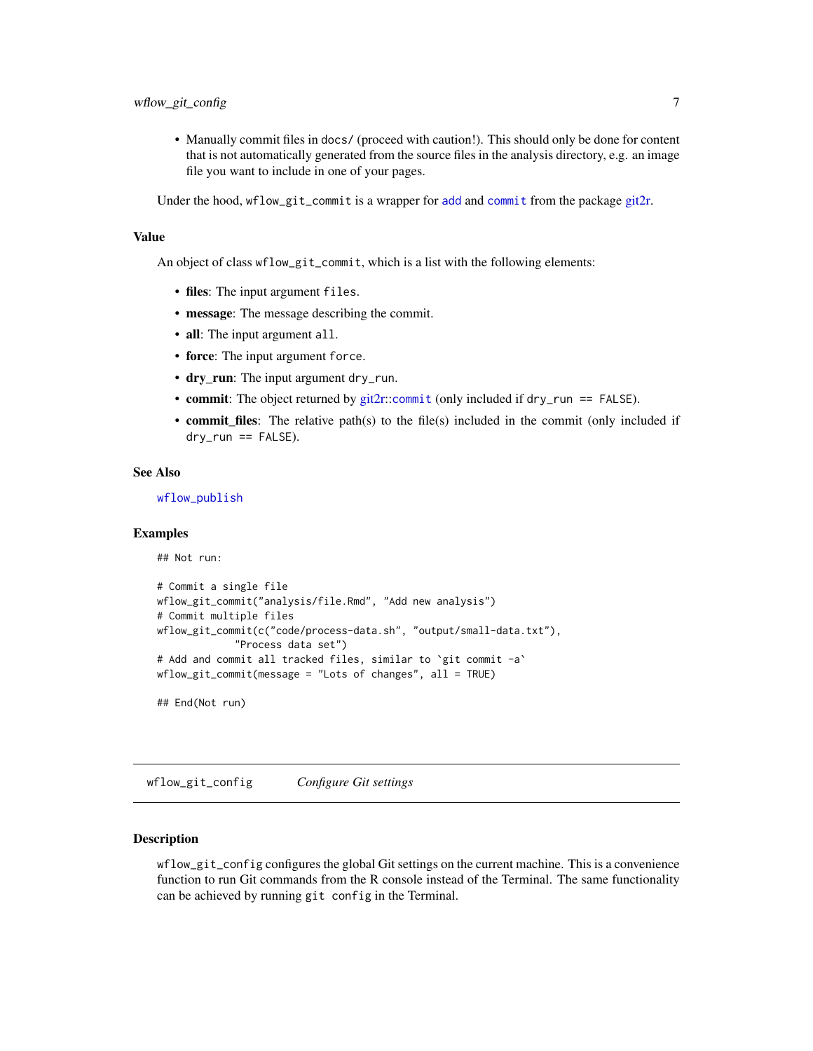- Manually commit files in `docs/` (proceed with caution!). This should only be done for content that is not automatically generated from the source files in the analysis directory, e.g. an image file you want to include in one of your pages.

Under the hood, `wflow_git_commit` is a wrapper for `add` and `commit` from the package git2r.

### Value

An object of class `wflow_git_commit`, which is a list with the following elements:

- **files**: The input argument `files`.
- **message**: The message describing the commit.
- **all**: The input argument `all`.
- **force**: The input argument `force`.
- **dry_run**: The input argument `dry_run`.
- **commit**: The object returned by git2r::`commit` (only included if `dry_run == FALSE`).
- **commit_files**: The relative path(s) to the file(s) included in the commit (only included if `dry_run == FALSE`).

### See Also

`wflow_publish`

### Examples

```
## Not run:

# Commit a single file
wflow_git_commit("analysis/file.Rmd", "Add new analysis")
# Commit multiple files
wflow_git_commit(c("code/process-data.sh", "output/small-data.txt"),
             "Process data set")
# Add and commit all tracked files, similar to `git commit -a`
wflow_git_commit(message = "Lots of changes", all = TRUE)

## End(Not run)
```

---

## `wflow_git_config` *Configure Git settings*

### Description

`wflow_git_config` configures the global Git settings on the current machine. This is a convenience function to run Git commands from the R console instead of the Terminal. The same functionality can be achieved by running `git config` in the Terminal.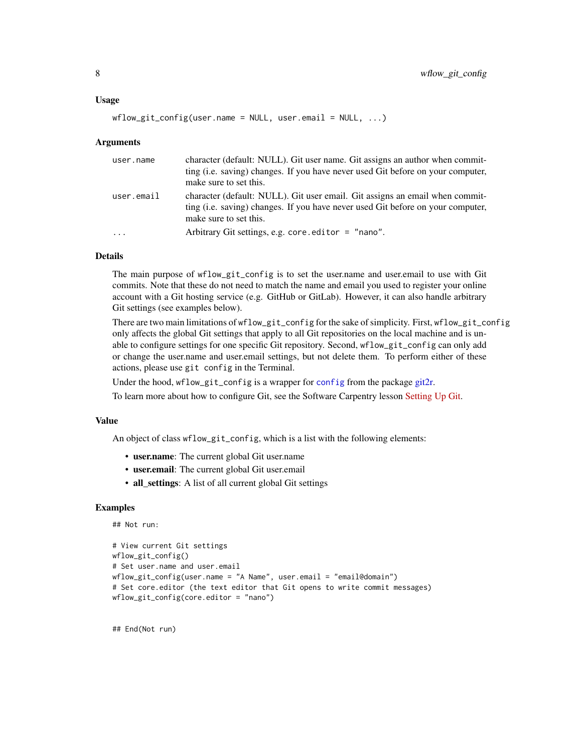### Usage

```
wflow_git_config(user.name = NULL, user.email = NULL, ...)
```

### Arguments

| | |
|---|---|
| user.name | character (default: NULL). Git user name. Git assigns an author when committing (i.e. saving) changes. If you have never used Git before on your computer, make sure to set this. |
| user.email | character (default: NULL). Git user email. Git assigns an email when committing (i.e. saving) changes. If you have never used Git before on your computer, make sure to set this. |
| ... | Arbitrary Git settings, e.g. `core.editor = "nano"`. |

### Details

The main purpose of `wflow_git_config` is to set the user.name and user.email to use with Git commits. Note that these do not need to match the name and email you used to register your online account with a Git hosting service (e.g. GitHub or GitLab). However, it can also handle arbitrary Git settings (see examples below).

There are two main limitations of `wflow_git_config` for the sake of simplicity. First, `wflow_git_config` only affects the global Git settings that apply to all Git repositories on the local machine and is unable to configure settings for one specific Git repository. Second, `wflow_git_config` can only add or change the user.name and user.email settings, but not delete them. To perform either of these actions, please use `git config` in the Terminal.

Under the hood, `wflow_git_config` is a wrapper for `config` from the package git2r.

To learn more about how to configure Git, see the Software Carpentry lesson Setting Up Git.

### Value

An object of class `wflow_git_config`, which is a list with the following elements:

- **user.name**: The current global Git user.name
- **user.email**: The current global Git user.email
- **all_settings**: A list of all current global Git settings

### Examples

```
## Not run:

# View current Git settings
wflow_git_config()
# Set user.name and user.email
wflow_git_config(user.name = "A Name", user.email = "email@domain")
# Set core.editor (the text editor that Git opens to write commit messages)
wflow_git_config(core.editor = "nano")


## End(Not run)
```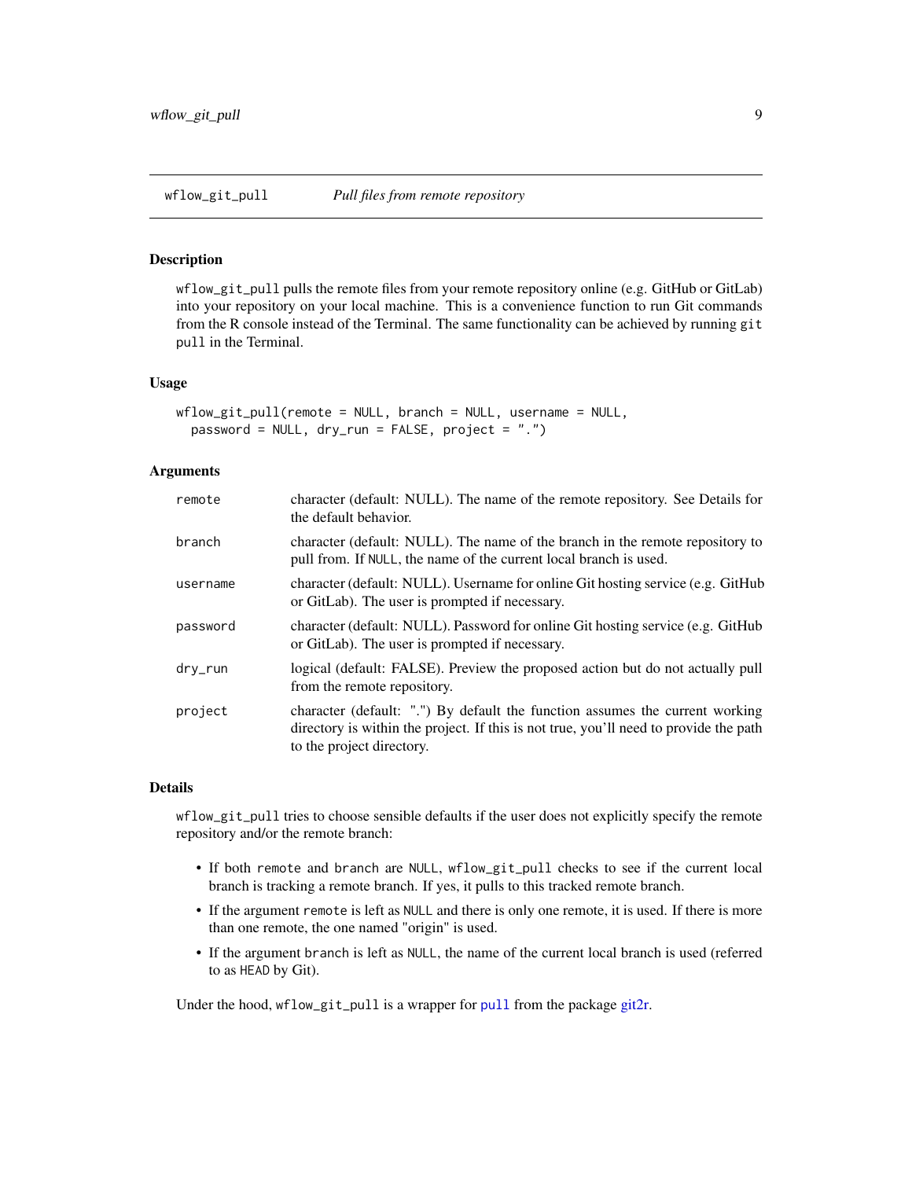## wflow_git_pull — *Pull files from remote repository*

### Description

`wflow_git_pull` pulls the remote files from your remote repository online (e.g. GitHub or GitLab) into your repository on your local machine. This is a convenience function to run Git commands from the R console instead of the Terminal. The same functionality can be achieved by running `git pull` in the Terminal.

### Usage

```
wflow_git_pull(remote = NULL, branch = NULL, username = NULL,
  password = NULL, dry_run = FALSE, project = ".")
```

### Arguments

| | |
|---|---|
| `remote` | character (default: NULL). The name of the remote repository. See Details for the default behavior. |
| `branch` | character (default: NULL). The name of the branch in the remote repository to pull from. If `NULL`, the name of the current local branch is used. |
| `username` | character (default: NULL). Username for online Git hosting service (e.g. GitHub or GitLab). The user is prompted if necessary. |
| `password` | character (default: NULL). Password for online Git hosting service (e.g. GitHub or GitLab). The user is prompted if necessary. |
| `dry_run` | logical (default: FALSE). Preview the proposed action but do not actually pull from the remote repository. |
| `project` | character (default: ".") By default the function assumes the current working directory is within the project. If this is not true, you'll need to provide the path to the project directory. |

### Details

`wflow_git_pull` tries to choose sensible defaults if the user does not explicitly specify the remote repository and/or the remote branch:

- If both `remote` and `branch` are `NULL`, `wflow_git_pull` checks to see if the current local branch is tracking a remote branch. If yes, it pulls to this tracked remote branch.
- If the argument `remote` is left as `NULL` and there is only one remote, it is used. If there is more than one remote, the one named "origin" is used.
- If the argument `branch` is left as `NULL`, the name of the current local branch is used (referred to as `HEAD` by Git).

Under the hood, `wflow_git_pull` is a wrapper for `pull` from the package git2r.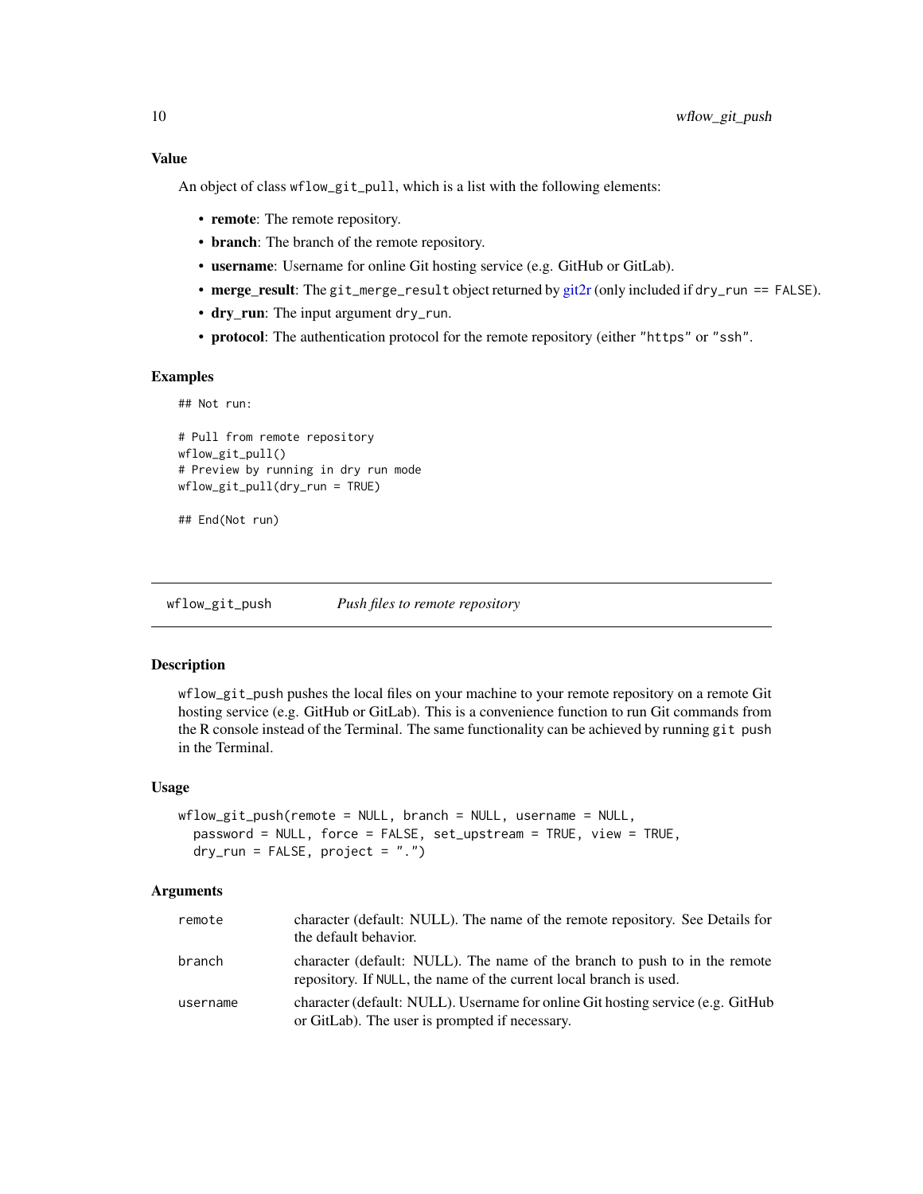### Value

An object of class `wflow_git_pull`, which is a list with the following elements:

- **remote**: The remote repository.
- **branch**: The branch of the remote repository.
- **username**: Username for online Git hosting service (e.g. GitHub or GitLab).
- **merge_result**: The `git_merge_result` object returned by git2r (only included if `dry_run == FALSE`).
- **dry_run**: The input argument `dry_run`.
- **protocol**: The authentication protocol for the remote repository (either `"https"` or `"ssh"`.

### Examples

```
## Not run:

# Pull from remote repository
wflow_git_pull()
# Preview by running in dry run mode
wflow_git_pull(dry_run = TRUE)

## End(Not run)
```

---

## wflow_git_push — *Push files to remote repository*

---

### Description

`wflow_git_push` pushes the local files on your machine to your remote repository on a remote Git hosting service (e.g. GitHub or GitLab). This is a convenience function to run Git commands from the R console instead of the Terminal. The same functionality can be achieved by running `git push` in the Terminal.

### Usage

```
wflow_git_push(remote = NULL, branch = NULL, username = NULL,
  password = NULL, force = FALSE, set_upstream = TRUE, view = TRUE,
  dry_run = FALSE, project = ".")
```

### Arguments

| | |
|---|---|
| `remote` | character (default: NULL). The name of the remote repository. See Details for the default behavior. |
| `branch` | character (default: NULL). The name of the branch to push to in the remote repository. If `NULL`, the name of the current local branch is used. |
| `username` | character (default: NULL). Username for online Git hosting service (e.g. GitHub or GitLab). The user is prompted if necessary. |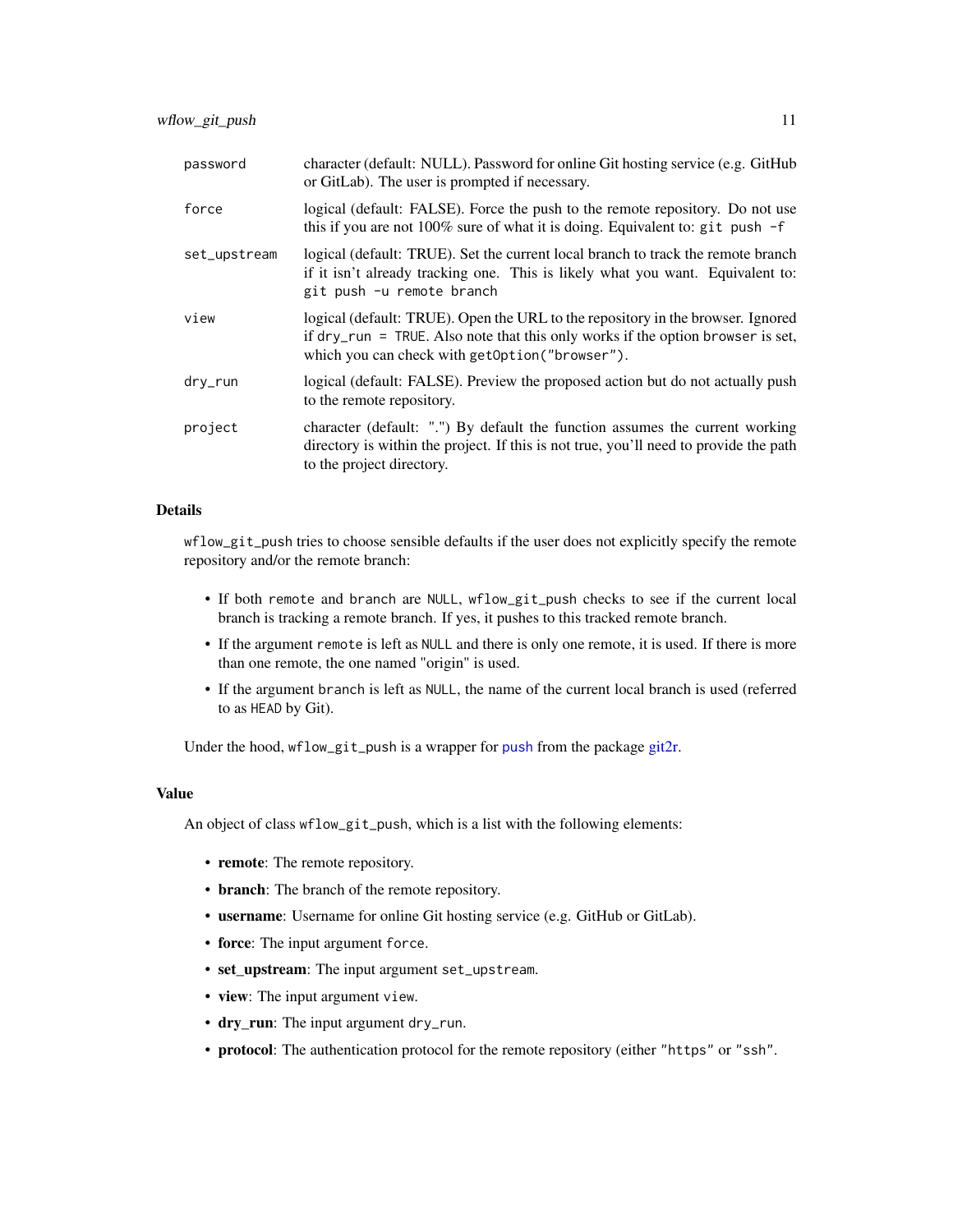| | |
|---|---|
| `password` | character (default: NULL). Password for online Git hosting service (e.g. GitHub or GitLab). The user is prompted if necessary. |
| `force` | logical (default: FALSE). Force the push to the remote repository. Do not use this if you are not 100% sure of what it is doing. Equivalent to: `git push -f` |
| `set_upstream` | logical (default: TRUE). Set the current local branch to track the remote branch if it isn't already tracking one. This is likely what you want. Equivalent to: `git push -u remote branch` |
| `view` | logical (default: TRUE). Open the URL to the repository in the browser. Ignored if `dry_run = TRUE`. Also note that this only works if the option `browser` is set, which you can check with `getOption("browser")`. |
| `dry_run` | logical (default: FALSE). Preview the proposed action but do not actually push to the remote repository. |
| `project` | character (default: ".") By default the function assumes the current working directory is within the project. If this is not true, you'll need to provide the path to the project directory. |

## Details

`wflow_git_push` tries to choose sensible defaults if the user does not explicitly specify the remote repository and/or the remote branch:

- If both `remote` and `branch` are `NULL`, `wflow_git_push` checks to see if the current local branch is tracking a remote branch. If yes, it pushes to this tracked remote branch.
- If the argument `remote` is left as `NULL` and there is only one remote, it is used. If there is more than one remote, the one named "origin" is used.
- If the argument `branch` is left as `NULL`, the name of the current local branch is used (referred to as `HEAD` by Git).

Under the hood, `wflow_git_push` is a wrapper for `push` from the package git2r.

## Value

An object of class `wflow_git_push`, which is a list with the following elements:

- **remote**: The remote repository.
- **branch**: The branch of the remote repository.
- **username**: Username for online Git hosting service (e.g. GitHub or GitLab).
- **force**: The input argument `force`.
- **set_upstream**: The input argument `set_upstream`.
- **view**: The input argument `view`.
- **dry_run**: The input argument `dry_run`.
- **protocol**: The authentication protocol for the remote repository (either `"https"` or `"ssh"`.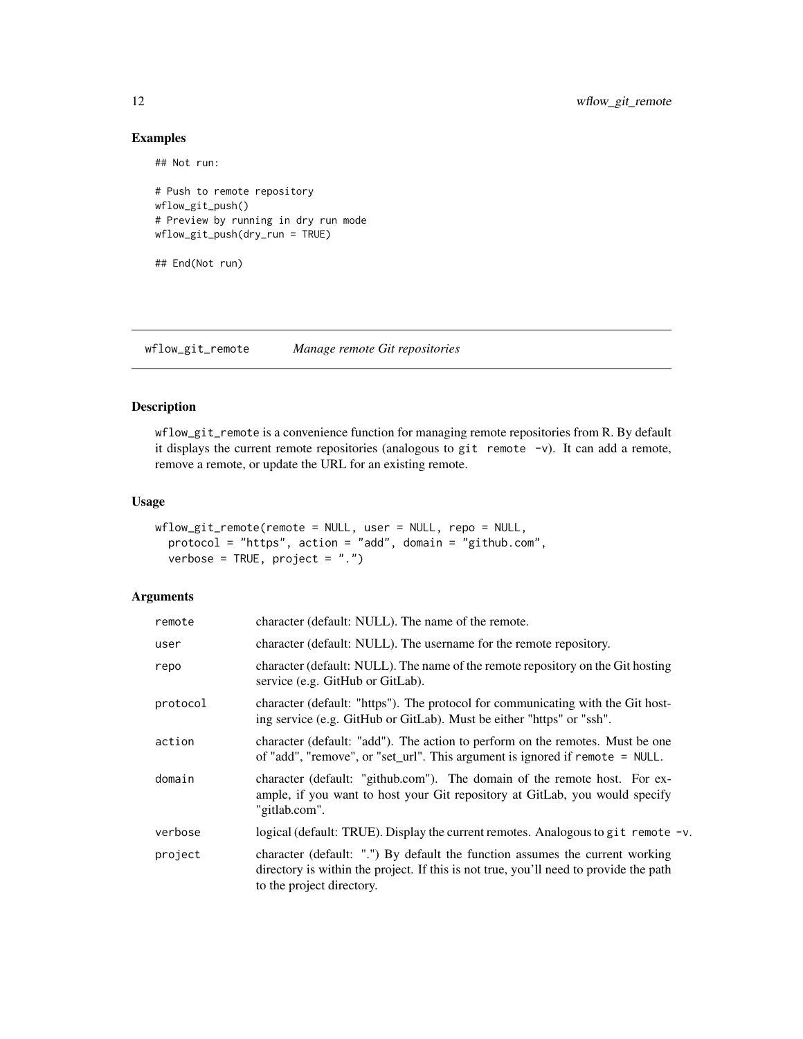## Examples

```
## Not run:

# Push to remote repository
wflow_git_push()
# Preview by running in dry run mode
wflow_git_push(dry_run = TRUE)

## End(Not run)
```

---

# wflow_git_remote *Manage remote Git repositories*

---

## Description

`wflow_git_remote` is a convenience function for managing remote repositories from R. By default it displays the current remote repositories (analogous to `git remote -v`). It can add a remote, remove a remote, or update the URL for an existing remote.

## Usage

```
wflow_git_remote(remote = NULL, user = NULL, repo = NULL,
  protocol = "https", action = "add", domain = "github.com",
  verbose = TRUE, project = ".")
```

## Arguments

| | |
|---|---|
| `remote` | character (default: NULL). The name of the remote. |
| `user` | character (default: NULL). The username for the remote repository. |
| `repo` | character (default: NULL). The name of the remote repository on the Git hosting service (e.g. GitHub or GitLab). |
| `protocol` | character (default: "https"). The protocol for communicating with the Git hosting service (e.g. GitHub or GitLab). Must be either "https" or "ssh". |
| `action` | character (default: "add"). The action to perform on the remotes. Must be one of "add", "remove", or "set_url". This argument is ignored if `remote = NULL`. |
| `domain` | character (default: "github.com"). The domain of the remote host. For example, if you want to host your Git repository at GitLab, you would specify "gitlab.com". |
| `verbose` | logical (default: TRUE). Display the current remotes. Analogous to `git remote -v`. |
| `project` | character (default: ".") By default the function assumes the current working directory is within the project. If this is not true, you'll need to provide the path to the project directory. |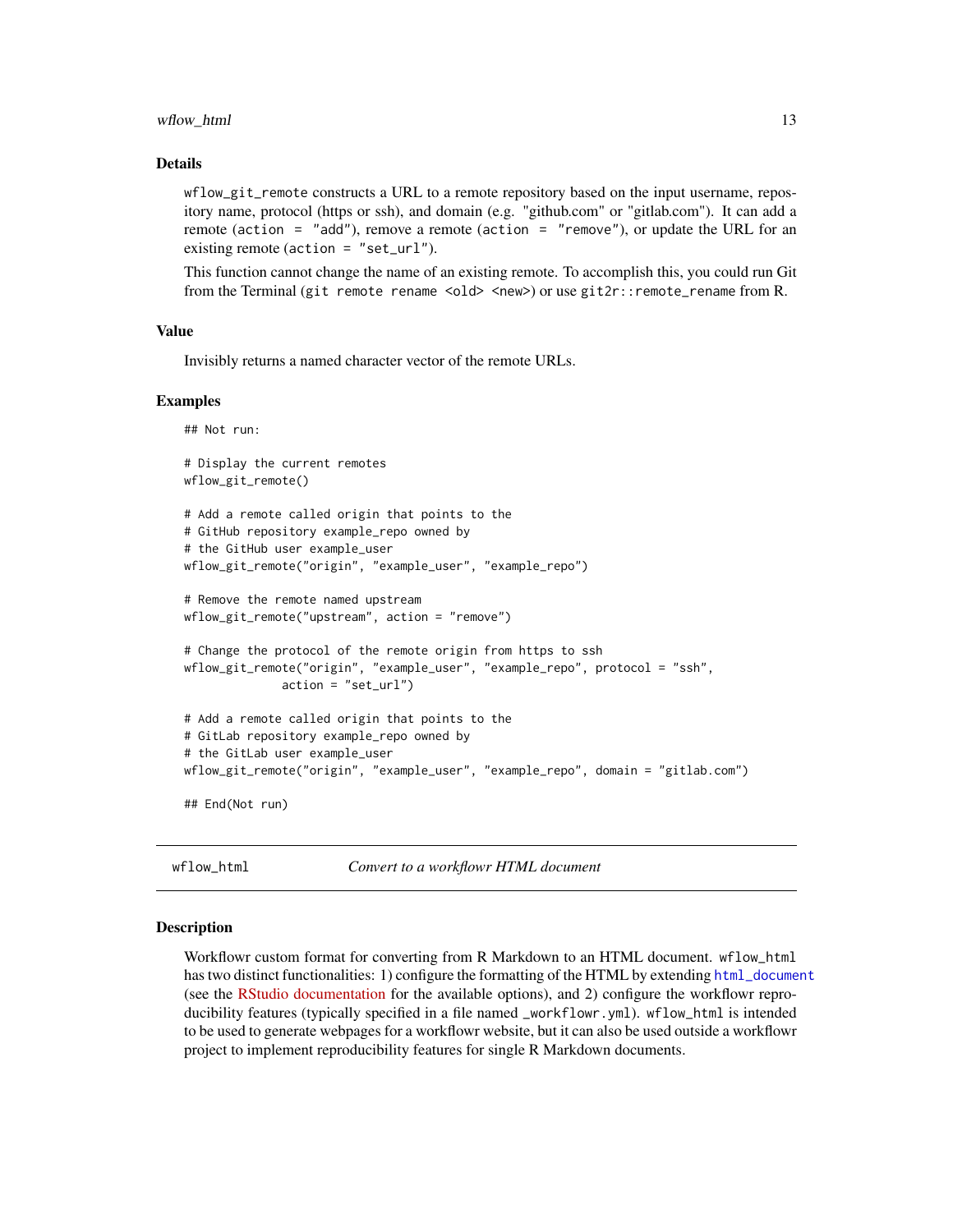## Details

`wflow_git_remote` constructs a URL to a remote repository based on the input username, repository name, protocol (https or ssh), and domain (e.g. "github.com" or "gitlab.com"). It can add a remote (`action = "add"`), remove a remote (`action = "remove"`), or update the URL for an existing remote (`action = "set_url"`).

This function cannot change the name of an existing remote. To accomplish this, you could run Git from the Terminal (`git remote rename <old> <new>`) or use `git2r::remote_rename` from R.

## Value

Invisibly returns a named character vector of the remote URLs.

## Examples

```
## Not run:

# Display the current remotes
wflow_git_remote()

# Add a remote called origin that points to the
# GitHub repository example_repo owned by
# the GitHub user example_user
wflow_git_remote("origin", "example_user", "example_repo")

# Remove the remote named upstream
wflow_git_remote("upstream", action = "remove")

# Change the protocol of the remote origin from https to ssh
wflow_git_remote("origin", "example_user", "example_repo", protocol = "ssh",
              action = "set_url")

# Add a remote called origin that points to the
# GitLab repository example_repo owned by
# the GitLab user example_user
wflow_git_remote("origin", "example_user", "example_repo", domain = "gitlab.com")

## End(Not run)
```

---

# wflow_html — *Convert to a workflowr HTML document*

## Description

Workflowr custom format for converting from R Markdown to an HTML document. `wflow_html` has two distinct functionalities: 1) configure the formatting of the HTML by extending `html_document` (see the RStudio documentation for the available options), and 2) configure the workflowr reproducibility features (typically specified in a file named `_workflowr.yml`). `wflow_html` is intended to be used to generate webpages for a workflowr website, but it can also be used outside a workflowr project to implement reproducibility features for single R Markdown documents.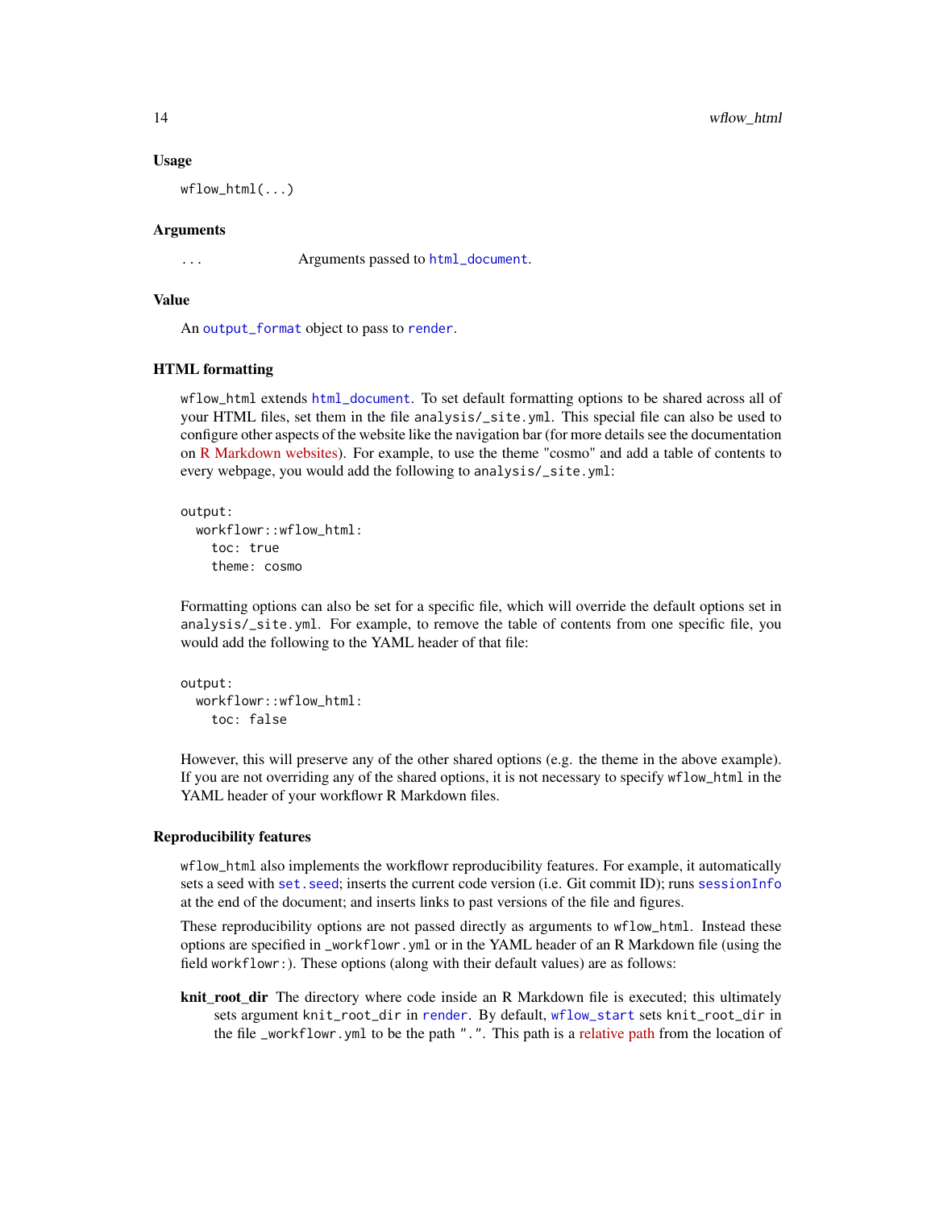### Usage

```
wflow_html(...)
```

### Arguments

... Arguments passed to `html_document`.

### Value

An `output_format` object to pass to `render`.

### HTML formatting

`wflow_html` extends `html_document`. To set default formatting options to be shared across all of your HTML files, set them in the file `analysis/_site.yml`. This special file can also be used to configure other aspects of the website like the navigation bar (for more details see the documentation on R Markdown websites). For example, to use the theme "cosmo" and add a table of contents to every webpage, you would add the following to `analysis/_site.yml`:

```
output:
  workflowr::wflow_html:
    toc: true
    theme: cosmo
```

Formatting options can also be set for a specific file, which will override the default options set in `analysis/_site.yml`. For example, to remove the table of contents from one specific file, you would add the following to the YAML header of that file:

```
output:
  workflowr::wflow_html:
    toc: false
```

However, this will preserve any of the other shared options (e.g. the theme in the above example). If you are not overriding any of the shared options, it is not necessary to specify `wflow_html` in the YAML header of your workflowr R Markdown files.

### Reproducibility features

`wflow_html` also implements the workflowr reproducibility features. For example, it automatically sets a seed with `set.seed`; inserts the current code version (i.e. Git commit ID); runs `sessionInfo` at the end of the document; and inserts links to past versions of the file and figures.

These reproducibility options are not passed directly as arguments to `wflow_html`. Instead these options are specified in `_workflowr.yml` or in the YAML header of an R Markdown file (using the field `workflowr:`). These options (along with their default values) are as follows:

**knit_root_dir** The directory where code inside an R Markdown file is executed; this ultimately sets argument `knit_root_dir` in `render`. By default, `wflow_start` sets `knit_root_dir` in the file `_workflowr.yml` to be the path `"."`. This path is a relative path from the location of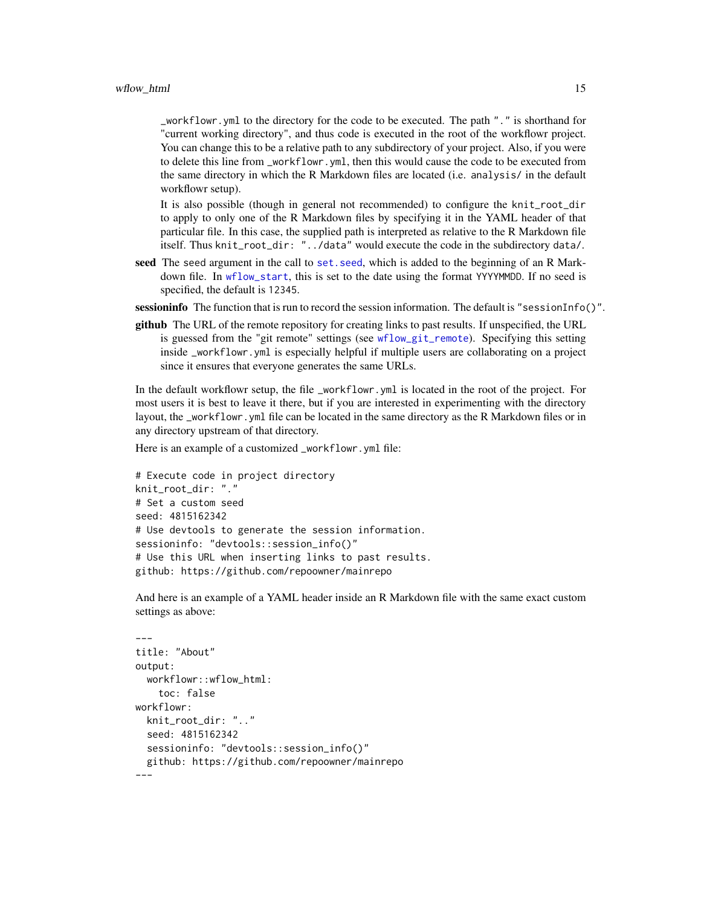_workflowr.yml to the directory for the code to be executed. The path "." is shorthand for "current working directory", and thus code is executed in the root of the workflowr project. You can change this to be a relative path to any subdirectory of your project. Also, if you were to delete this line from _workflowr.yml, then this would cause the code to be executed from the same directory in which the R Markdown files are located (i.e. analysis/ in the default workflowr setup).

It is also possible (though in general not recommended) to configure the knit_root_dir to apply to only one of the R Markdown files by specifying it in the YAML header of that particular file. In this case, the supplied path is interpreted as relative to the R Markdown file itself. Thus knit_root_dir: "../data" would execute the code in the subdirectory data/.

**seed** The seed argument in the call to set.seed, which is added to the beginning of an R Markdown file. In wflow_start, this is set to the date using the format YYYYMMDD. If no seed is specified, the default is 12345.

**sessioninfo** The function that is run to record the session information. The default is "sessionInfo()".

**github** The URL of the remote repository for creating links to past results. If unspecified, the URL is guessed from the "git remote" settings (see wflow_git_remote). Specifying this setting inside _workflowr.yml is especially helpful if multiple users are collaborating on a project since it ensures that everyone generates the same URLs.

In the default workflowr setup, the file _workflowr.yml is located in the root of the project. For most users it is best to leave it there, but if you are interested in experimenting with the directory layout, the _workflowr.yml file can be located in the same directory as the R Markdown files or in any directory upstream of that directory.

Here is an example of a customized _workflowr.yml file:

```
# Execute code in project directory
knit_root_dir: "."
# Set a custom seed
seed: 4815162342
# Use devtools to generate the session information.
sessioninfo: "devtools::session_info()"
# Use this URL when inserting links to past results.
github: https://github.com/repoowner/mainrepo
```

And here is an example of a YAML header inside an R Markdown file with the same exact custom settings as above:

```
---
title: "About"
output:
  workflowr::wflow_html:
    toc: false
workflowr:
  knit_root_dir: ".."
  seed: 4815162342
  sessioninfo: "devtools::session_info()"
  github: https://github.com/repoowner/mainrepo
---
```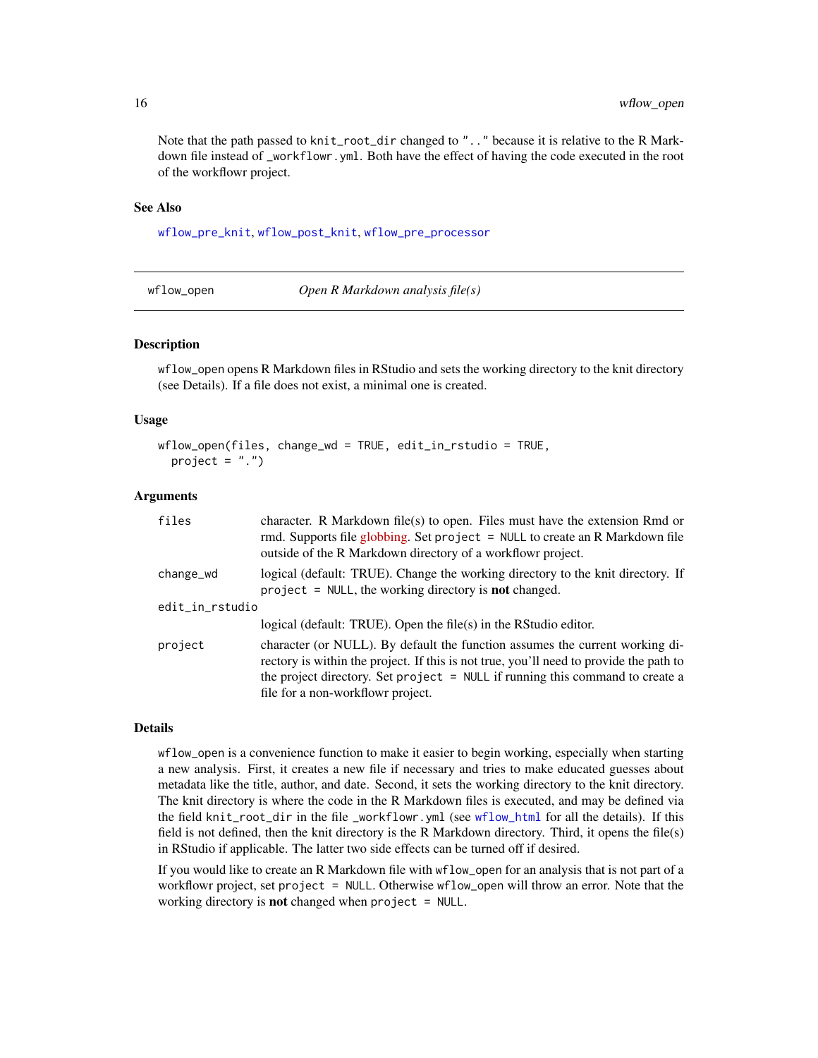Note that the path passed to knit_root_dir changed to ".." because it is relative to the R Markdown file instead of _workflowr.yml. Both have the effect of having the code executed in the root of the workflowr project.

### See Also

wflow_pre_knit, wflow_post_knit, wflow_pre_processor

---

## wflow_open — *Open R Markdown analysis file(s)*

---

### Description

wflow_open opens R Markdown files in RStudio and sets the working directory to the knit directory (see Details). If a file does not exist, a minimal one is created.

### Usage

```
wflow_open(files, change_wd = TRUE, edit_in_rstudio = TRUE,
  project = ".")
```

### Arguments

| | |
|---|---|
| files | character. R Markdown file(s) to open. Files must have the extension Rmd or rmd. Supports file globbing. Set project = NULL to create an R Markdown file outside of the R Markdown directory of a workflowr project. |
| change_wd | logical (default: TRUE). Change the working directory to the knit directory. If project = NULL, the working directory is **not** changed. |
| edit_in_rstudio | logical (default: TRUE). Open the file(s) in the RStudio editor. |
| project | character (or NULL). By default the function assumes the current working directory is within the project. If this is not true, you'll need to provide the path to the project directory. Set project = NULL if running this command to create a file for a non-workflowr project. |

### Details

wflow_open is a convenience function to make it easier to begin working, especially when starting a new analysis. First, it creates a new file if necessary and tries to make educated guesses about metadata like the title, author, and date. Second, it sets the working directory to the knit directory. The knit directory is where the code in the R Markdown files is executed, and may be defined via the field knit_root_dir in the file _workflowr.yml (see wflow_html for all the details). If this field is not defined, then the knit directory is the R Markdown directory. Third, it opens the file(s) in RStudio if applicable. The latter two side effects can be turned off if desired.

If you would like to create an R Markdown file with wflow_open for an analysis that is not part of a workflowr project, set project = NULL. Otherwise wflow_open will throw an error. Note that the working directory is **not** changed when project = NULL.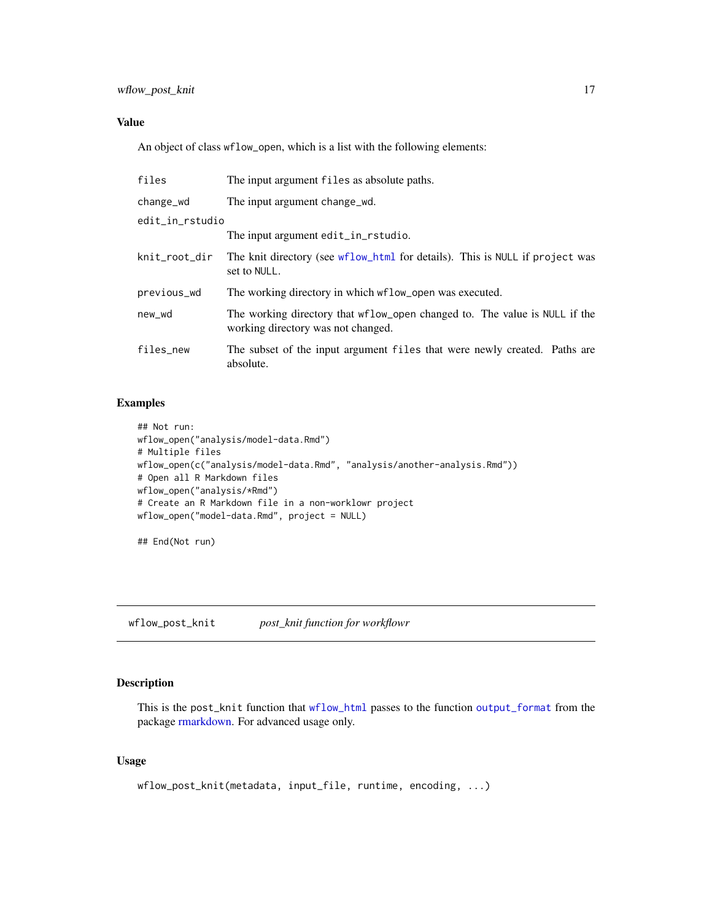## Value

An object of class `wflow_open`, which is a list with the following elements:

| | |
|---|---|
| `files` | The input argument `files` as absolute paths. |
| `change_wd` | The input argument `change_wd`. |
| `edit_in_rstudio` | The input argument `edit_in_rstudio`. |
| `knit_root_dir` | The knit directory (see `wflow_html` for details). This is `NULL` if `project` was set to `NULL`. |
| `previous_wd` | The working directory in which `wflow_open` was executed. |
| `new_wd` | The working directory that `wflow_open` changed to. The value is `NULL` if the working directory was not changed. |
| `files_new` | The subset of the input argument `files` that were newly created. Paths are absolute. |

## Examples

```
## Not run:
wflow_open("analysis/model-data.Rmd")
# Multiple files
wflow_open(c("analysis/model-data.Rmd", "analysis/another-analysis.Rmd"))
# Open all R Markdown files
wflow_open("analysis/*Rmd")
# Create an R Markdown file in a non-worklowr project
wflow_open("model-data.Rmd", project = NULL)

## End(Not run)
```

---

# wflow_post_knit &nbsp;&nbsp;&nbsp; *post_knit function for workflowr*

## Description

This is the `post_knit` function that `wflow_html` passes to the function `output_format` from the package rmarkdown. For advanced usage only.

## Usage

```
wflow_post_knit(metadata, input_file, runtime, encoding, ...)
```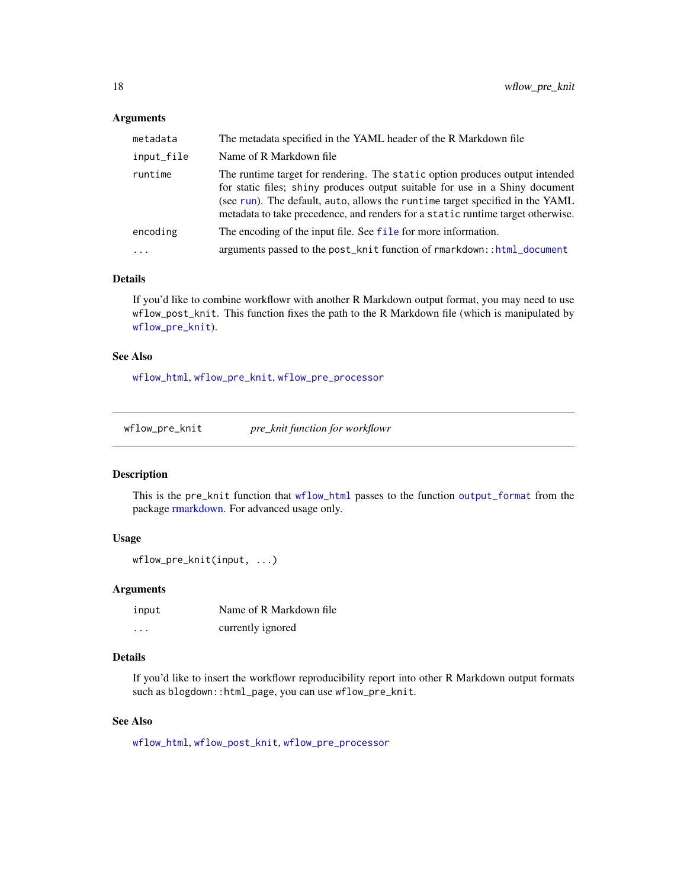### Arguments

| | |
|---|---|
| `metadata` | The metadata specified in the YAML header of the R Markdown file |
| `input_file` | Name of R Markdown file |
| `runtime` | The runtime target for rendering. The `static` option produces output intended for static files; `shiny` produces output suitable for use in a Shiny document (see `run`). The default, `auto`, allows the `runtime` target specified in the YAML metadata to take precedence, and renders for a `static` runtime target otherwise. |
| `encoding` | The encoding of the input file. See `file` for more information. |
| `...` | arguments passed to the `post_knit` function of `rmarkdown::html_document` |

### Details

If you'd like to combine workflowr with another R Markdown output format, you may need to use `wflow_post_knit`. This function fixes the path to the R Markdown file (which is manipulated by `wflow_pre_knit`).

### See Also

`wflow_html`, `wflow_pre_knit`, `wflow_pre_processor`

---

## wflow_pre_knit    *pre_knit function for workflowr*

---

### Description

This is the `pre_knit` function that `wflow_html` passes to the function `output_format` from the package rmarkdown. For advanced usage only.

### Usage

```
wflow_pre_knit(input, ...)
```

### Arguments

| | |
|---|---|
| `input` | Name of R Markdown file |
| `...` | currently ignored |

### Details

If you'd like to insert the workflowr reproducibility report into other R Markdown output formats such as `blogdown::html_page`, you can use `wflow_pre_knit`.

### See Also

`wflow_html`, `wflow_post_knit`, `wflow_pre_processor`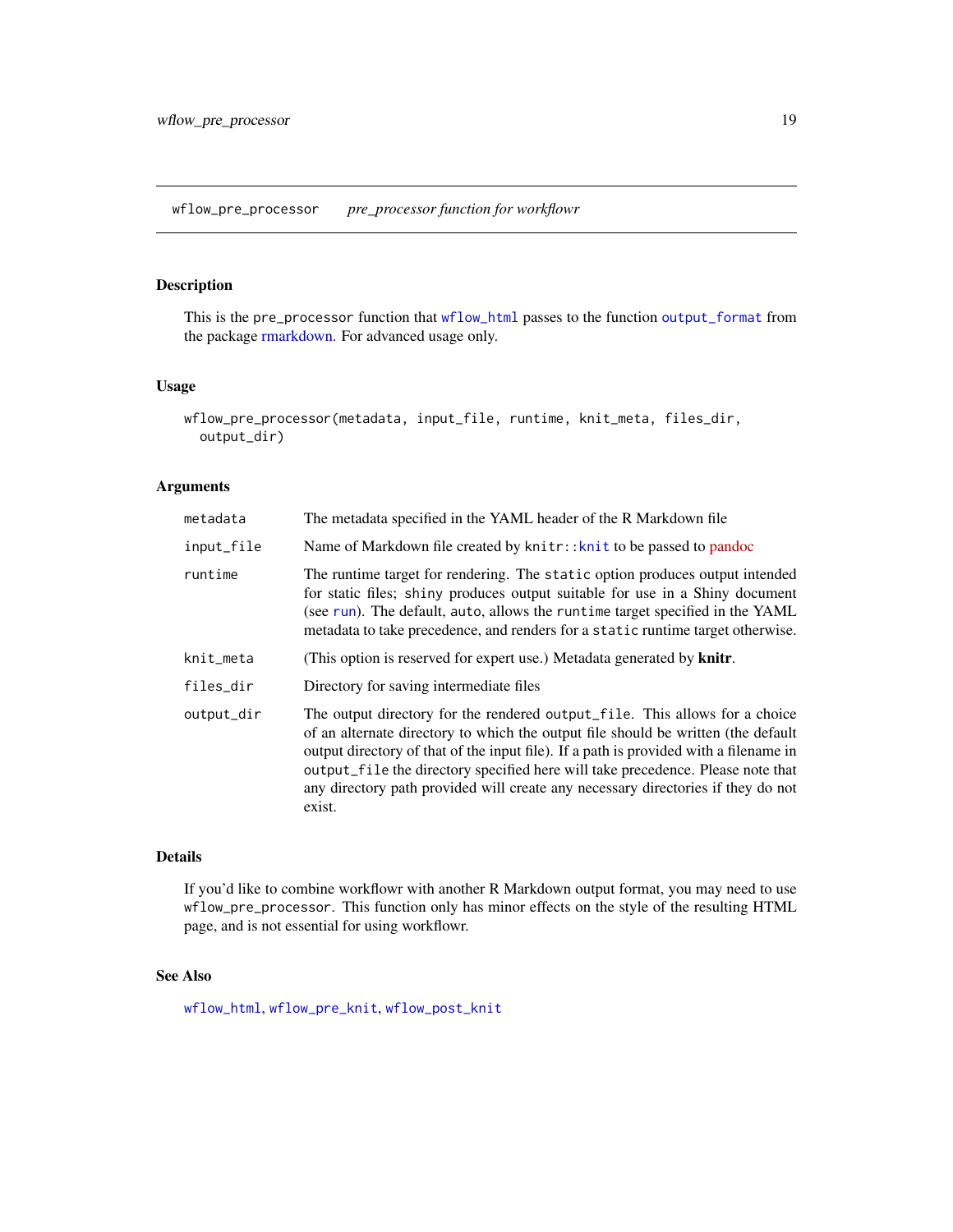## wflow_pre_processor — *pre_processor function for workflowr*

### Description

This is the `pre_processor` function that `wflow_html` passes to the function `output_format` from the package rmarkdown. For advanced usage only.

### Usage

```
wflow_pre_processor(metadata, input_file, runtime, knit_meta, files_dir,
  output_dir)
```

### Arguments

| | |
|---|---|
| `metadata` | The metadata specified in the YAML header of the R Markdown file |
| `input_file` | Name of Markdown file created by `knitr::knit` to be passed to pandoc |
| `runtime` | The runtime target for rendering. The `static` option produces output intended for static files; `shiny` produces output suitable for use in a Shiny document (see `run`). The default, `auto`, allows the `runtime` target specified in the YAML metadata to take precedence, and renders for a `static` runtime target otherwise. |
| `knit_meta` | (This option is reserved for expert use.) Metadata generated by **knitr**. |
| `files_dir` | Directory for saving intermediate files |
| `output_dir` | The output directory for the rendered `output_file`. This allows for a choice of an alternate directory to which the output file should be written (the default output directory of that of the input file). If a path is provided with a filename in `output_file` the directory specified here will take precedence. Please note that any directory path provided will create any necessary directories if they do not exist. |

### Details

If you'd like to combine workflowr with another R Markdown output format, you may need to use `wflow_pre_processor`. This function only has minor effects on the style of the resulting HTML page, and is not essential for using workflowr.

### See Also

`wflow_html`, `wflow_pre_knit`, `wflow_post_knit`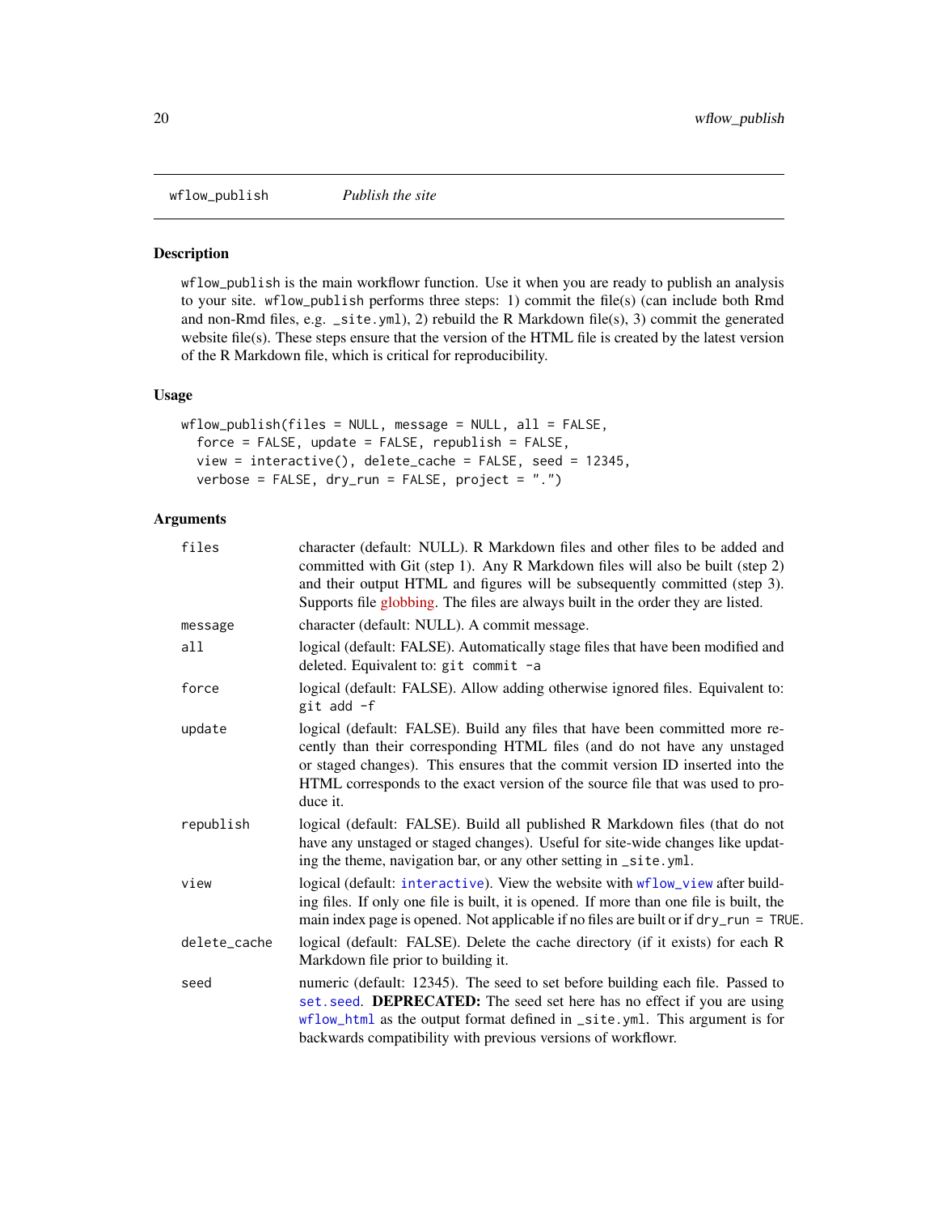## wflow_publish — *Publish the site*

### Description

wflow_publish is the main workflowr function. Use it when you are ready to publish an analysis to your site. wflow_publish performs three steps: 1) commit the file(s) (can include both Rmd and non-Rmd files, e.g. _site.yml), 2) rebuild the R Markdown file(s), 3) commit the generated website file(s). These steps ensure that the version of the HTML file is created by the latest version of the R Markdown file, which is critical for reproducibility.

### Usage

```
wflow_publish(files = NULL, message = NULL, all = FALSE,
  force = FALSE, update = FALSE, republish = FALSE,
  view = interactive(), delete_cache = FALSE, seed = 12345,
  verbose = FALSE, dry_run = FALSE, project = ".")
```

### Arguments

| Argument | Description |
|---|---|
| files | character (default: NULL). R Markdown files and other files to be added and committed with Git (step 1). Any R Markdown files will also be built (step 2) and their output HTML and figures will be subsequently committed (step 3). Supports file globbing. The files are always built in the order they are listed. |
| message | character (default: NULL). A commit message. |
| all | logical (default: FALSE). Automatically stage files that have been modified and deleted. Equivalent to: `git commit -a` |
| force | logical (default: FALSE). Allow adding otherwise ignored files. Equivalent to: `git add -f` |
| update | logical (default: FALSE). Build any files that have been committed more recently than their corresponding HTML files (and do not have any unstaged or staged changes). This ensures that the commit version ID inserted into the HTML corresponds to the exact version of the source file that was used to produce it. |
| republish | logical (default: FALSE). Build all published R Markdown files (that do not have any unstaged or staged changes). Useful for site-wide changes like updating the theme, navigation bar, or any other setting in _site.yml. |
| view | logical (default: interactive). View the website with wflow_view after building files. If only one file is built, it is opened. If more than one file is built, the main index page is opened. Not applicable if no files are built or if dry_run = TRUE. |
| delete_cache | logical (default: FALSE). Delete the cache directory (if it exists) for each R Markdown file prior to building it. |
| seed | numeric (default: 12345). The seed to set before building each file. Passed to set.seed. **DEPRECATED:** The seed set here has no effect if you are using wflow_html as the output format defined in _site.yml. This argument is for backwards compatibility with previous versions of workflowr. |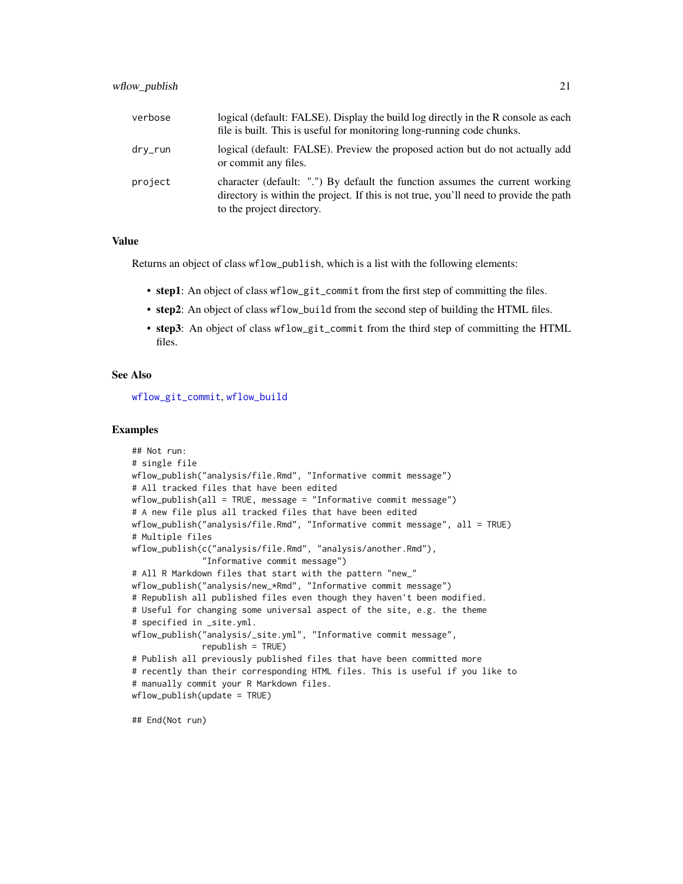| | |
|---|---|
| verbose | logical (default: FALSE). Display the build log directly in the R console as each file is built. This is useful for monitoring long-running code chunks. |
| dry_run | logical (default: FALSE). Preview the proposed action but do not actually add or commit any files. |
| project | character (default: ".") By default the function assumes the current working directory is within the project. If this is not true, you'll need to provide the path to the project directory. |

### Value

Returns an object of class `wflow_publish`, which is a list with the following elements:

- **step1**: An object of class `wflow_git_commit` from the first step of committing the files.
- **step2**: An object of class `wflow_build` from the second step of building the HTML files.
- **step3**: An object of class `wflow_git_commit` from the third step of committing the HTML files.

### See Also

`wflow_git_commit`, `wflow_build`

### Examples

```
## Not run:
# single file
wflow_publish("analysis/file.Rmd", "Informative commit message")
# All tracked files that have been edited
wflow_publish(all = TRUE, message = "Informative commit message")
# A new file plus all tracked files that have been edited
wflow_publish("analysis/file.Rmd", "Informative commit message", all = TRUE)
# Multiple files
wflow_publish(c("analysis/file.Rmd", "analysis/another.Rmd"),
              "Informative commit message")
# All R Markdown files that start with the pattern "new_"
wflow_publish("analysis/new_*Rmd", "Informative commit message")
# Republish all published files even though they haven't been modified.
# Useful for changing some universal aspect of the site, e.g. the theme
# specified in _site.yml.
wflow_publish("analysis/_site.yml", "Informative commit message",
              republish = TRUE)
# Publish all previously published files that have been committed more
# recently than their corresponding HTML files. This is useful if you like to
# manually commit your R Markdown files.
wflow_publish(update = TRUE)

## End(Not run)
```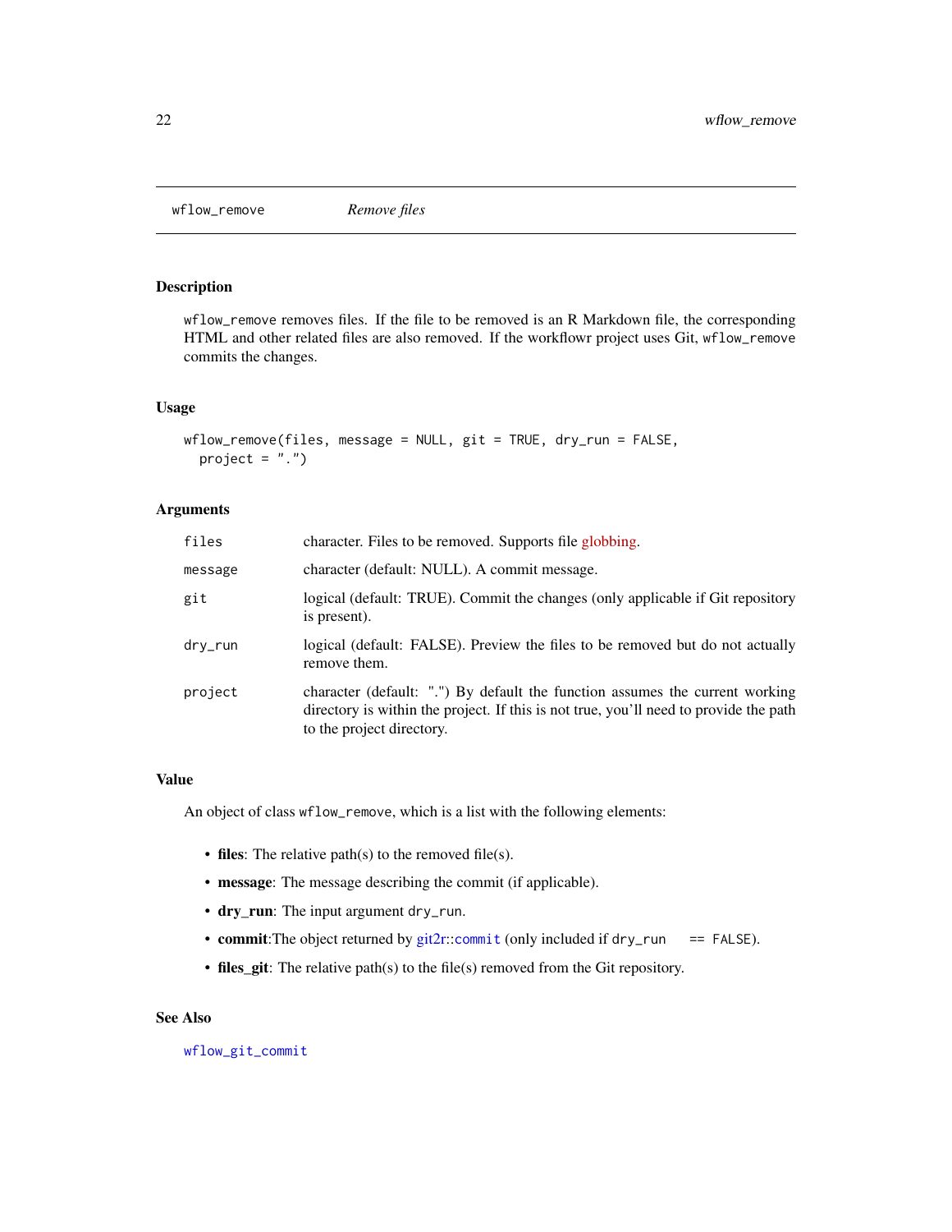## wflow_remove — *Remove files*

### Description

wflow_remove removes files. If the file to be removed is an R Markdown file, the corresponding HTML and other related files are also removed. If the workflowr project uses Git, wflow_remove commits the changes.

### Usage

```
wflow_remove(files, message = NULL, git = TRUE, dry_run = FALSE,
  project = ".")
```

### Arguments

| Argument | Description |
|---|---|
| files | character. Files to be removed. Supports file globbing. |
| message | character (default: NULL). A commit message. |
| git | logical (default: TRUE). Commit the changes (only applicable if Git repository is present). |
| dry_run | logical (default: FALSE). Preview the files to be removed but do not actually remove them. |
| project | character (default: ".") By default the function assumes the current working directory is within the project. If this is not true, you'll need to provide the path to the project directory. |

### Value

An object of class wflow_remove, which is a list with the following elements:

- **files**: The relative path(s) to the removed file(s).
- **message**: The message describing the commit (if applicable).
- **dry_run**: The input argument dry_run.
- **commit**:The object returned by git2r::commit (only included if dry_run == FALSE).
- **files_git**: The relative path(s) to the file(s) removed from the Git repository.

### See Also

wflow_git_commit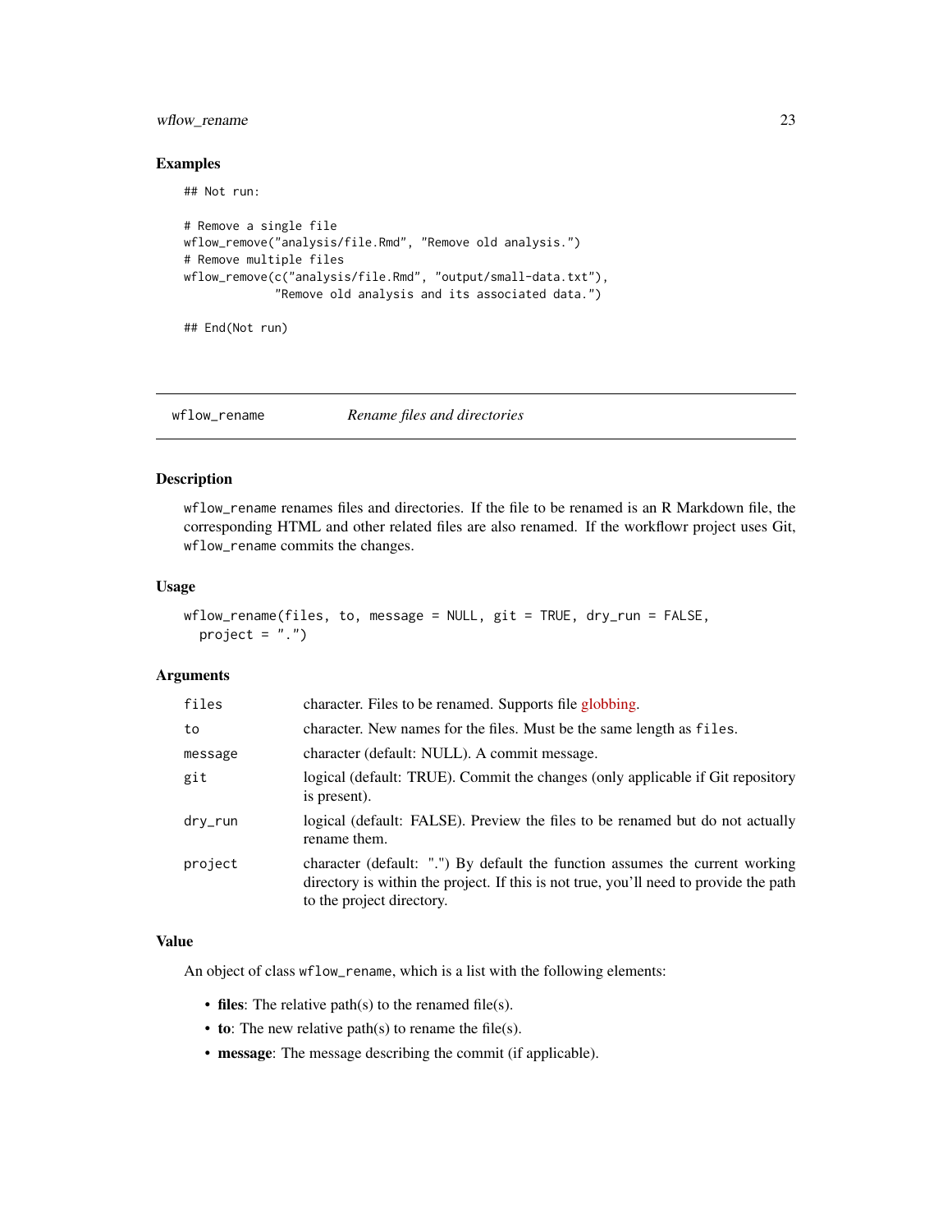### Examples

```
## Not run:

# Remove a single file
wflow_remove("analysis/file.Rmd", "Remove old analysis.")
# Remove multiple files
wflow_remove(c("analysis/file.Rmd", "output/small-data.txt"),
             "Remove old analysis and its associated data.")

## End(Not run)
```

---

## wflow_rename — *Rename files and directories*

### Description

`wflow_rename` renames files and directories. If the file to be renamed is an R Markdown file, the corresponding HTML and other related files are also renamed. If the workflowr project uses Git, `wflow_rename` commits the changes.

### Usage

```
wflow_rename(files, to, message = NULL, git = TRUE, dry_run = FALSE,
  project = ".")
```

### Arguments

| | |
|---|---|
| `files` | character. Files to be renamed. Supports file globbing. |
| `to` | character. New names for the files. Must be the same length as `files`. |
| `message` | character (default: NULL). A commit message. |
| `git` | logical (default: TRUE). Commit the changes (only applicable if Git repository is present). |
| `dry_run` | logical (default: FALSE). Preview the files to be renamed but do not actually rename them. |
| `project` | character (default: ".") By default the function assumes the current working directory is within the project. If this is not true, you'll need to provide the path to the project directory. |

### Value

An object of class `wflow_rename`, which is a list with the following elements:

- **files**: The relative path(s) to the renamed file(s).
- **to**: The new relative path(s) to rename the file(s).
- **message**: The message describing the commit (if applicable).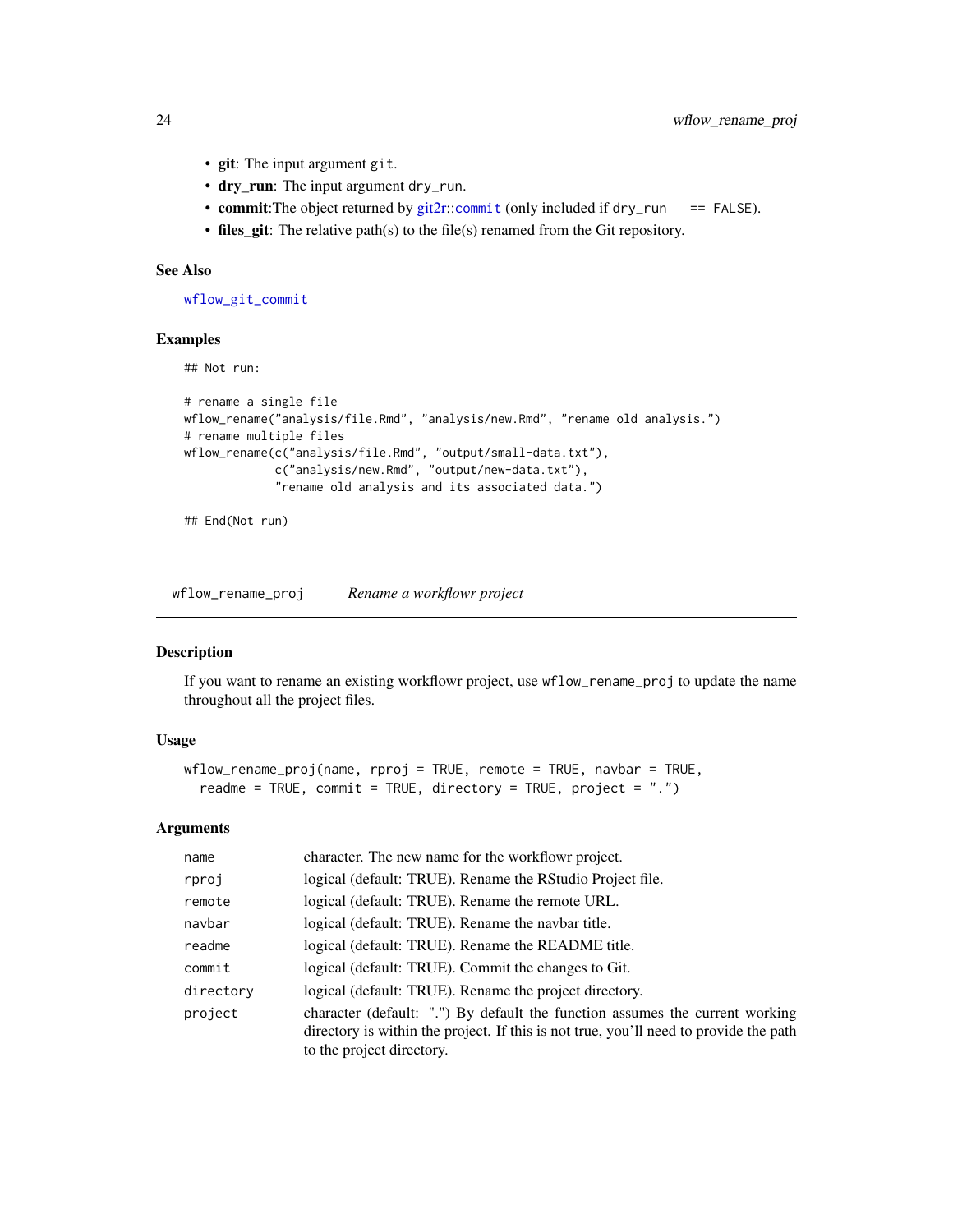- **git**: The input argument `git`.
- **dry_run**: The input argument `dry_run`.
- **commit**:The object returned by git2r::`commit` (only included if `dry_run == FALSE`).
- **files_git**: The relative path(s) to the file(s) renamed from the Git repository.

### See Also

`wflow_git_commit`

### Examples

```
## Not run:

# rename a single file
wflow_rename("analysis/file.Rmd", "analysis/new.Rmd", "rename old analysis.")
# rename multiple files
wflow_rename(c("analysis/file.Rmd", "output/small-data.txt"),
             c("analysis/new.Rmd", "output/new-data.txt"),
             "rename old analysis and its associated data.")

## End(Not run)
```

---

## `wflow_rename_proj` *Rename a workflowr project*

### Description

If you want to rename an existing workflowr project, use `wflow_rename_proj` to update the name throughout all the project files.

### Usage

```
wflow_rename_proj(name, rproj = TRUE, remote = TRUE, navbar = TRUE,
  readme = TRUE, commit = TRUE, directory = TRUE, project = ".")
```

### Arguments

| | |
|---|---|
| `name` | character. The new name for the workflowr project. |
| `rproj` | logical (default: TRUE). Rename the RStudio Project file. |
| `remote` | logical (default: TRUE). Rename the remote URL. |
| `navbar` | logical (default: TRUE). Rename the navbar title. |
| `readme` | logical (default: TRUE). Rename the README title. |
| `commit` | logical (default: TRUE). Commit the changes to Git. |
| `directory` | logical (default: TRUE). Rename the project directory. |
| `project` | character (default: ".") By default the function assumes the current working directory is within the project. If this is not true, you'll need to provide the path to the project directory. |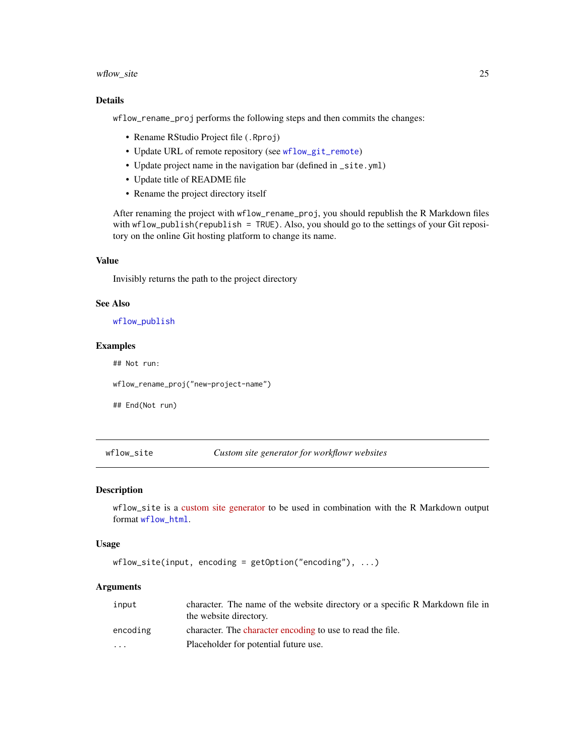### Details

`wflow_rename_proj` performs the following steps and then commits the changes:

- Rename RStudio Project file (`.Rproj`)
- Update URL of remote repository (see `wflow_git_remote`)
- Update project name in the navigation bar (defined in `_site.yml`)
- Update title of README file
- Rename the project directory itself

After renaming the project with `wflow_rename_proj`, you should republish the R Markdown files with `wflow_publish(republish = TRUE)`. Also, you should go to the settings of your Git repository on the online Git hosting platform to change its name.

### Value

Invisibly returns the path to the project directory

### See Also

`wflow_publish`

### Examples

```
## Not run:

wflow_rename_proj("new-project-name")

## End(Not run)
```

---

## wflow_site — *Custom site generator for workflowr websites*

### Description

`wflow_site` is a custom site generator to be used in combination with the R Markdown output format `wflow_html`.

### Usage

```
wflow_site(input, encoding = getOption("encoding"), ...)
```

### Arguments

| | |
|---|---|
| `input` | character. The name of the website directory or a specific R Markdown file in the website directory. |
| `encoding` | character. The character encoding to use to read the file. |
| `...` | Placeholder for potential future use. |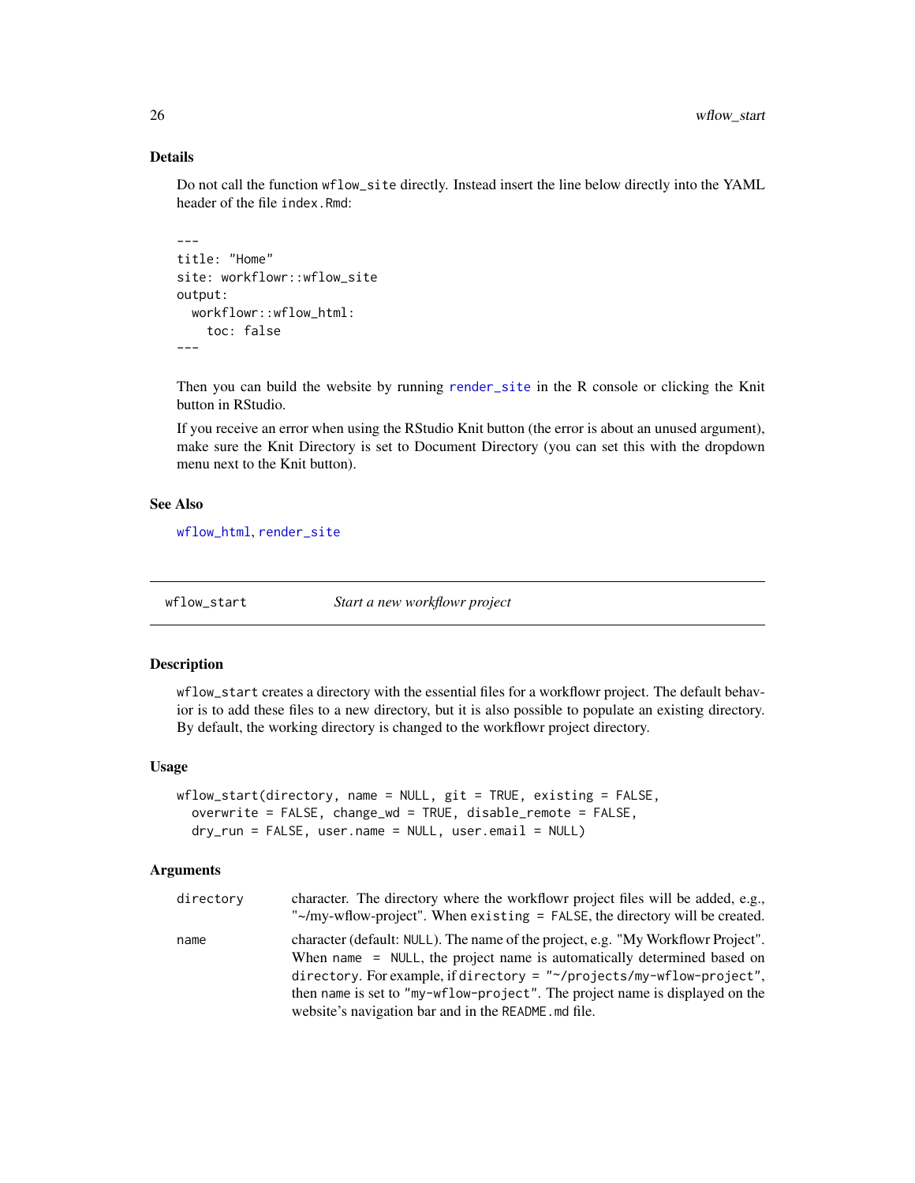### Details

Do not call the function `wflow_site` directly. Instead insert the line below directly into the YAML header of the file `index.Rmd`:

```
---
title: "Home"
site: workflowr::wflow_site
output:
  workflowr::wflow_html:
    toc: false
---
```

Then you can build the website by running `render_site` in the R console or clicking the Knit button in RStudio.

If you receive an error when using the RStudio Knit button (the error is about an unused argument), make sure the Knit Directory is set to Document Directory (you can set this with the dropdown menu next to the Knit button).

### See Also

`wflow_html`, `render_site`

## wflow_start — *Start a new workflowr project*

### Description

`wflow_start` creates a directory with the essential files for a workflowr project. The default behavior is to add these files to a new directory, but it is also possible to populate an existing directory. By default, the working directory is changed to the workflowr project directory.

### Usage

```
wflow_start(directory, name = NULL, git = TRUE, existing = FALSE,
  overwrite = FALSE, change_wd = TRUE, disable_remote = FALSE,
  dry_run = FALSE, user.name = NULL, user.email = NULL)
```

### Arguments

| | |
|---|---|
| `directory` | character. The directory where the workflowr project files will be added, e.g., "~/my-wflow-project". When `existing = FALSE`, the directory will be created. |
| `name` | character (default: `NULL`). The name of the project, e.g. "My Workflowr Project". When `name = NULL`, the project name is automatically determined based on `directory`. For example, if `directory = "~/projects/my-wflow-project"`, then `name` is set to `"my-wflow-project"`. The project name is displayed on the website's navigation bar and in the `README.md` file. |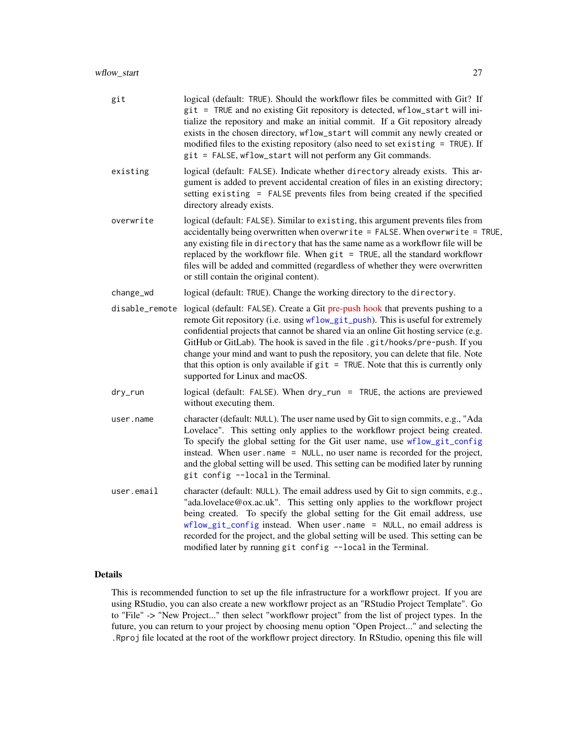| | |
|---|---|
| git | logical (default: `TRUE`). Should the workflowr files be committed with Git? If `git = TRUE` and no existing Git repository is detected, `wflow_start` will initialize the repository and make an initial commit. If a Git repository already exists in the chosen directory, `wflow_start` will commit any newly created or modified files to the existing repository (also need to set `existing = TRUE`). If `git = FALSE`, `wflow_start` will not perform any Git commands. |
| existing | logical (default: `FALSE`). Indicate whether `directory` already exists. This argument is added to prevent accidental creation of files in an existing directory; setting `existing = FALSE` prevents files from being created if the specified directory already exists. |
| overwrite | logical (default: `FALSE`). Similar to `existing`, this argument prevents files from accidentally being overwritten when `overwrite = FALSE`. When `overwrite = TRUE`, any existing file in `directory` that has the same name as a workflowr file will be replaced by the workflowr file. When `git = TRUE`, all the standard workflowr files will be added and committed (regardless of whether they were overwritten or still contain the original content). |
| change_wd | logical (default: `TRUE`). Change the working directory to the `directory`. |
| disable_remote | logical (default: `FALSE`). Create a Git pre-push hook that prevents pushing to a remote Git repository (i.e. using `wflow_git_push`). This is useful for extremely confidential projects that cannot be shared via an online Git hosting service (e.g. GitHub or GitLab). The hook is saved in the file `.git/hooks/pre-push`. If you change your mind and want to push the repository, you can delete that file. Note that this option is only available if `git = TRUE`. Note that this is currently only supported for Linux and macOS. |
| dry_run | logical (default: `FALSE`). When `dry_run = TRUE`, the actions are previewed without executing them. |
| user.name | character (default: `NULL`). The user name used by Git to sign commits, e.g., "Ada Lovelace". This setting only applies to the workflowr project being created. To specify the global setting for the Git user name, use `wflow_git_config` instead. When `user.name = NULL`, no user name is recorded for the project, and the global setting will be used. This setting can be modified later by running `git config --local` in the Terminal. |
| user.email | character (default: `NULL`). The email address used by Git to sign commits, e.g., "ada.lovelace@ox.ac.uk". This setting only applies to the workflowr project being created. To specify the global setting for the Git email address, use `wflow_git_config` instead. When `user.name = NULL`, no email address is recorded for the project, and the global setting will be used. This setting can be modified later by running `git config --local` in the Terminal. |

## Details

This is recommended function to set up the file infrastructure for a workflowr project. If you are using RStudio, you can also create a new workflowr project as an "RStudio Project Template". Go to "File" -> "New Project..." then select "workflowr project" from the list of project types. In the future, you can return to your project by choosing menu option "Open Project..." and selecting the `.Rproj` file located at the root of the workflowr project directory. In RStudio, opening this file will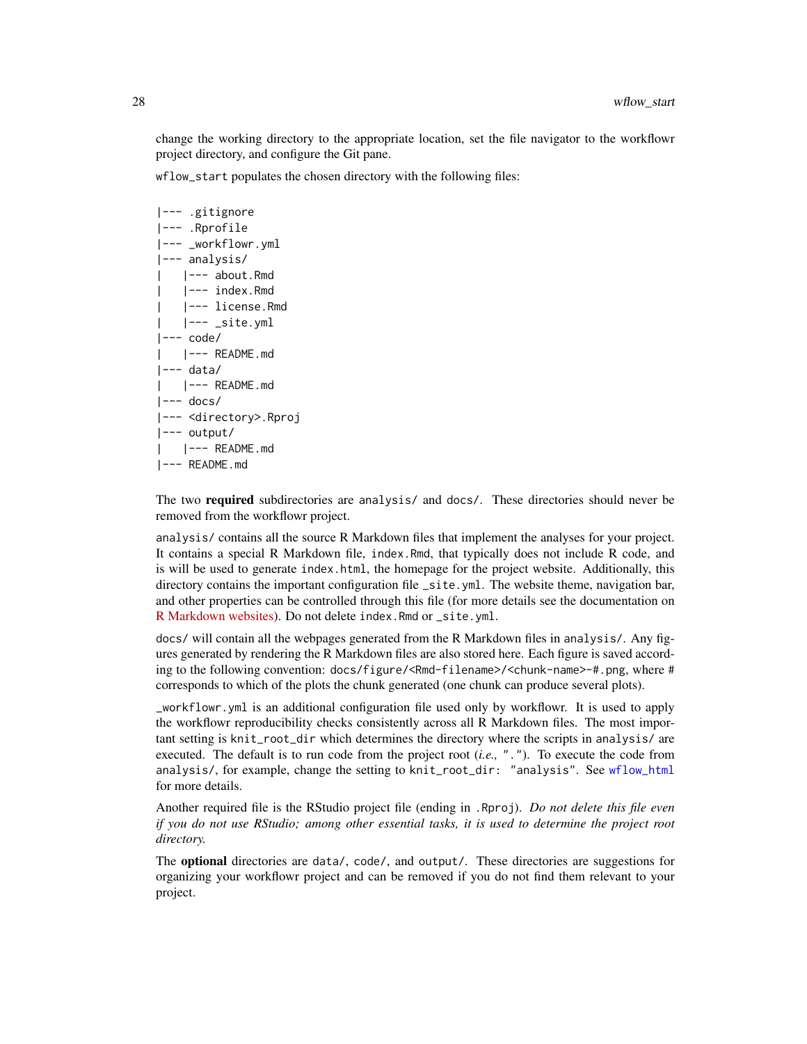change the working directory to the appropriate location, set the file navigator to the workflowr project directory, and configure the Git pane.

`wflow_start` populates the chosen directory with the following files:

```
|--- .gitignore
|--- .Rprofile
|--- _workflowr.yml
|--- analysis/
|   |--- about.Rmd
|   |--- index.Rmd
|   |--- license.Rmd
|   |--- _site.yml
|--- code/
|   |--- README.md
|--- data/
|   |--- README.md
|--- docs/
|--- <directory>.Rproj
|--- output/
|   |--- README.md
|--- README.md
```

The two **required** subdirectories are `analysis/` and `docs/`. These directories should never be removed from the workflowr project.

`analysis/` contains all the source R Markdown files that implement the analyses for your project. It contains a special R Markdown file, `index.Rmd`, that typically does not include R code, and is will be used to generate `index.html`, the homepage for the project website. Additionally, this directory contains the important configuration file `_site.yml`. The website theme, navigation bar, and other properties can be controlled through this file (for more details see the documentation on R Markdown websites). Do not delete `index.Rmd` or `_site.yml`.

`docs/` will contain all the webpages generated from the R Markdown files in `analysis/`. Any figures generated by rendering the R Markdown files are also stored here. Each figure is saved according to the following convention: `docs/figure/<Rmd-filename>/<chunk-name>-#.png`, where `#` corresponds to which of the plots the chunk generated (one chunk can produce several plots).

`_workflowr.yml` is an additional configuration file used only by workflowr. It is used to apply the workflowr reproducibility checks consistently across all R Markdown files. The most important setting is `knit_root_dir` which determines the directory where the scripts in `analysis/` are executed. The default is to run code from the project root (*i.e.,* `"."`). To execute the code from `analysis/`, for example, change the setting to `knit_root_dir: "analysis"`. See `wflow_html` for more details.

Another required file is the RStudio project file (ending in `.Rproj`). *Do not delete this file even if you do not use RStudio; among other essential tasks, it is used to determine the project root directory.*

The **optional** directories are `data/`, `code/`, and `output/`. These directories are suggestions for organizing your workflowr project and can be removed if you do not find them relevant to your project.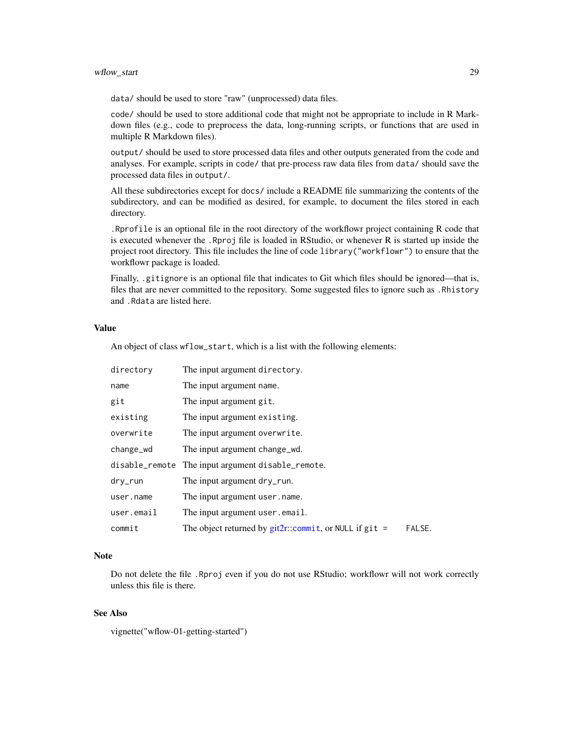`data/` should be used to store "raw" (unprocessed) data files.

`code/` should be used to store additional code that might not be appropriate to include in R Markdown files (e.g., code to preprocess the data, long-running scripts, or functions that are used in multiple R Markdown files).

`output/` should be used to store processed data files and other outputs generated from the code and analyses. For example, scripts in `code/` that pre-process raw data files from `data/` should save the processed data files in `output/`.

All these subdirectories except for `docs/` include a README file summarizing the contents of the subdirectory, and can be modified as desired, for example, to document the files stored in each directory.

`.Rprofile` is an optional file in the root directory of the workflowr project containing R code that is executed whenever the `.Rproj` file is loaded in RStudio, or whenever R is started up inside the project root directory. This file includes the line of code `library("workflowr")` to ensure that the workflowr package is loaded.

Finally, `.gitignore` is an optional file that indicates to Git which files should be ignored—that is, files that are never committed to the repository. Some suggested files to ignore such as `.Rhistory` and `.Rdata` are listed here.

### Value

An object of class `wflow_start`, which is a list with the following elements:

| | |
|---|---|
| `directory` | The input argument `directory`. |
| `name` | The input argument `name`. |
| `git` | The input argument `git`. |
| `existing` | The input argument `existing`. |
| `overwrite` | The input argument `overwrite`. |
| `change_wd` | The input argument `change_wd`. |
| `disable_remote` | The input argument `disable_remote`. |
| `dry_run` | The input argument `dry_run`. |
| `user.name` | The input argument `user.name`. |
| `user.email` | The input argument `user.email`. |
| `commit` | The object returned by git2r::`commit`, or `NULL` if `git = FALSE`. |

### Note

Do not delete the file `.Rproj` even if you do not use RStudio; workflowr will not work correctly unless this file is there.

### See Also

vignette("wflow-01-getting-started")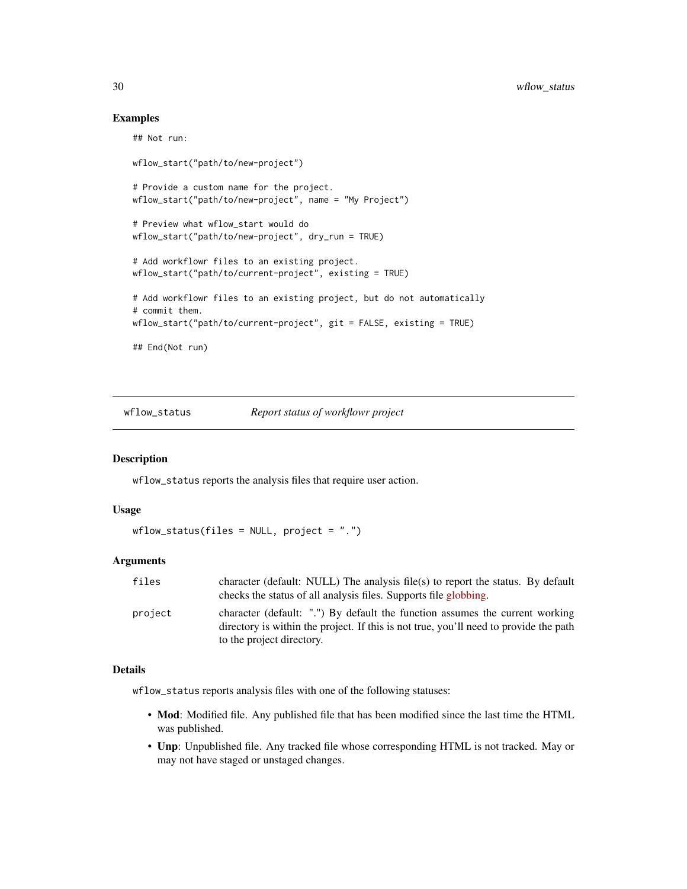## Examples

```
## Not run:

wflow_start("path/to/new-project")

# Provide a custom name for the project.
wflow_start("path/to/new-project", name = "My Project")

# Preview what wflow_start would do
wflow_start("path/to/new-project", dry_run = TRUE)

# Add workflowr files to an existing project.
wflow_start("path/to/current-project", existing = TRUE)

# Add workflowr files to an existing project, but do not automatically
# commit them.
wflow_start("path/to/current-project", git = FALSE, existing = TRUE)

## End(Not run)
```

---

# wflow_status — *Report status of workflowr project*

## Description

`wflow_status` reports the analysis files that require user action.

## Usage

```
wflow_status(files = NULL, project = ".")
```

## Arguments

| | |
|---|---|
| `files` | character (default: NULL) The analysis file(s) to report the status. By default checks the status of all analysis files. Supports file globbing. |
| `project` | character (default: ".") By default the function assumes the current working directory is within the project. If this is not true, you'll need to provide the path to the project directory. |

## Details

`wflow_status` reports analysis files with one of the following statuses:

- **Mod**: Modified file. Any published file that has been modified since the last time the HTML was published.
- **Unp**: Unpublished file. Any tracked file whose corresponding HTML is not tracked. May or may not have staged or unstaged changes.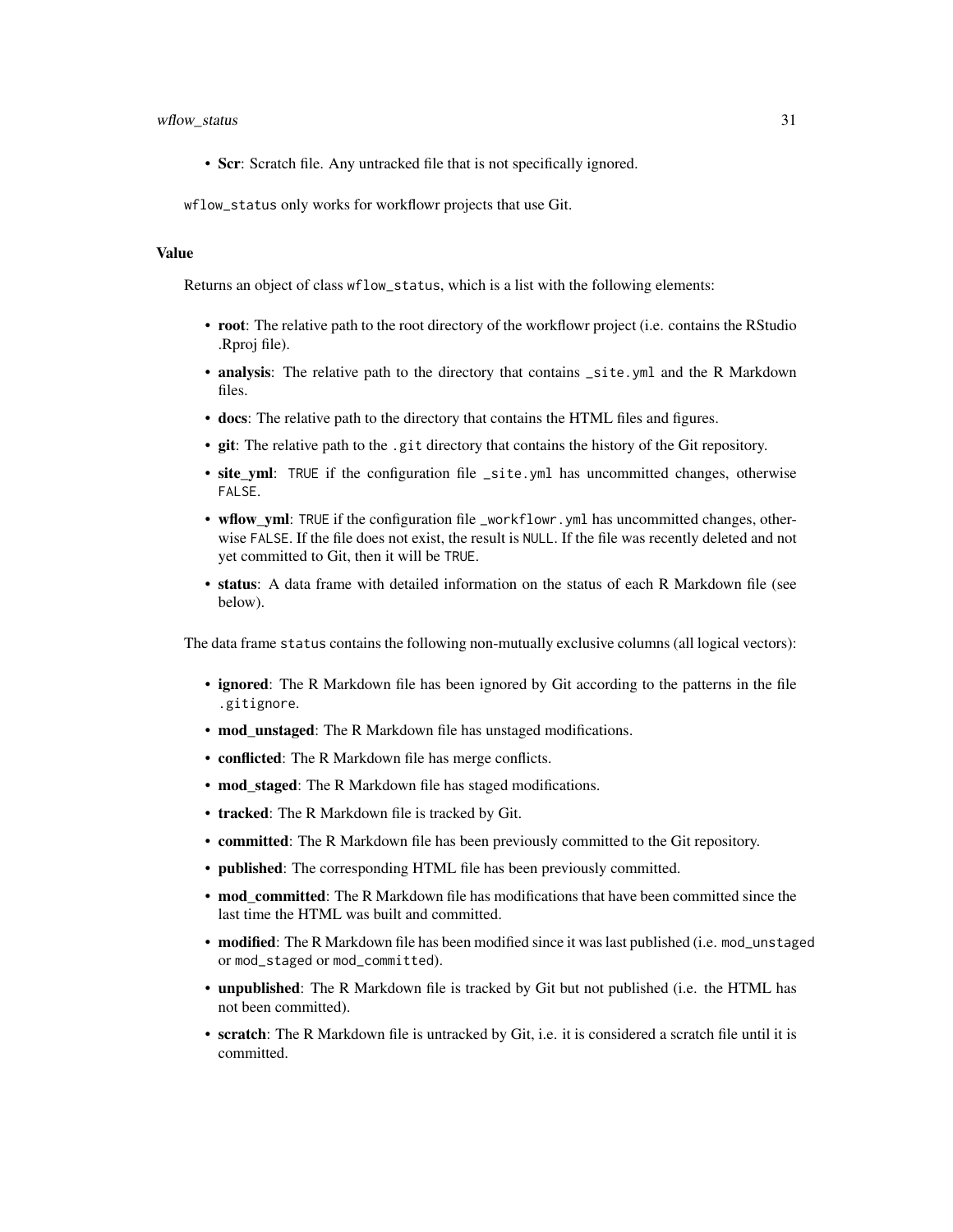- **Scr**: Scratch file. Any untracked file that is not specifically ignored.

`wflow_status` only works for workflowr projects that use Git.

### Value

Returns an object of class `wflow_status`, which is a list with the following elements:

- **root**: The relative path to the root directory of the workflowr project (i.e. contains the RStudio .Rproj file).
- **analysis**: The relative path to the directory that contains `_site.yml` and the R Markdown files.
- **docs**: The relative path to the directory that contains the HTML files and figures.
- **git**: The relative path to the `.git` directory that contains the history of the Git repository.
- **site_yml**: `TRUE` if the configuration file `_site.yml` has uncommitted changes, otherwise `FALSE`.
- **wflow_yml**: `TRUE` if the configuration file `_workflowr.yml` has uncommitted changes, otherwise `FALSE`. If the file does not exist, the result is `NULL`. If the file was recently deleted and not yet committed to Git, then it will be `TRUE`.
- **status**: A data frame with detailed information on the status of each R Markdown file (see below).

The data frame `status` contains the following non-mutually exclusive columns (all logical vectors):

- **ignored**: The R Markdown file has been ignored by Git according to the patterns in the file `.gitignore`.
- **mod_unstaged**: The R Markdown file has unstaged modifications.
- **conflicted**: The R Markdown file has merge conflicts.
- **mod_staged**: The R Markdown file has staged modifications.
- **tracked**: The R Markdown file is tracked by Git.
- **committed**: The R Markdown file has been previously committed to the Git repository.
- **published**: The corresponding HTML file has been previously committed.
- **mod_committed**: The R Markdown file has modifications that have been committed since the last time the HTML was built and committed.
- **modified**: The R Markdown file has been modified since it was last published (i.e. `mod_unstaged` or `mod_staged` or `mod_committed`).
- **unpublished**: The R Markdown file is tracked by Git but not published (i.e. the HTML has not been committed).
- **scratch**: The R Markdown file is untracked by Git, i.e. it is considered a scratch file until it is committed.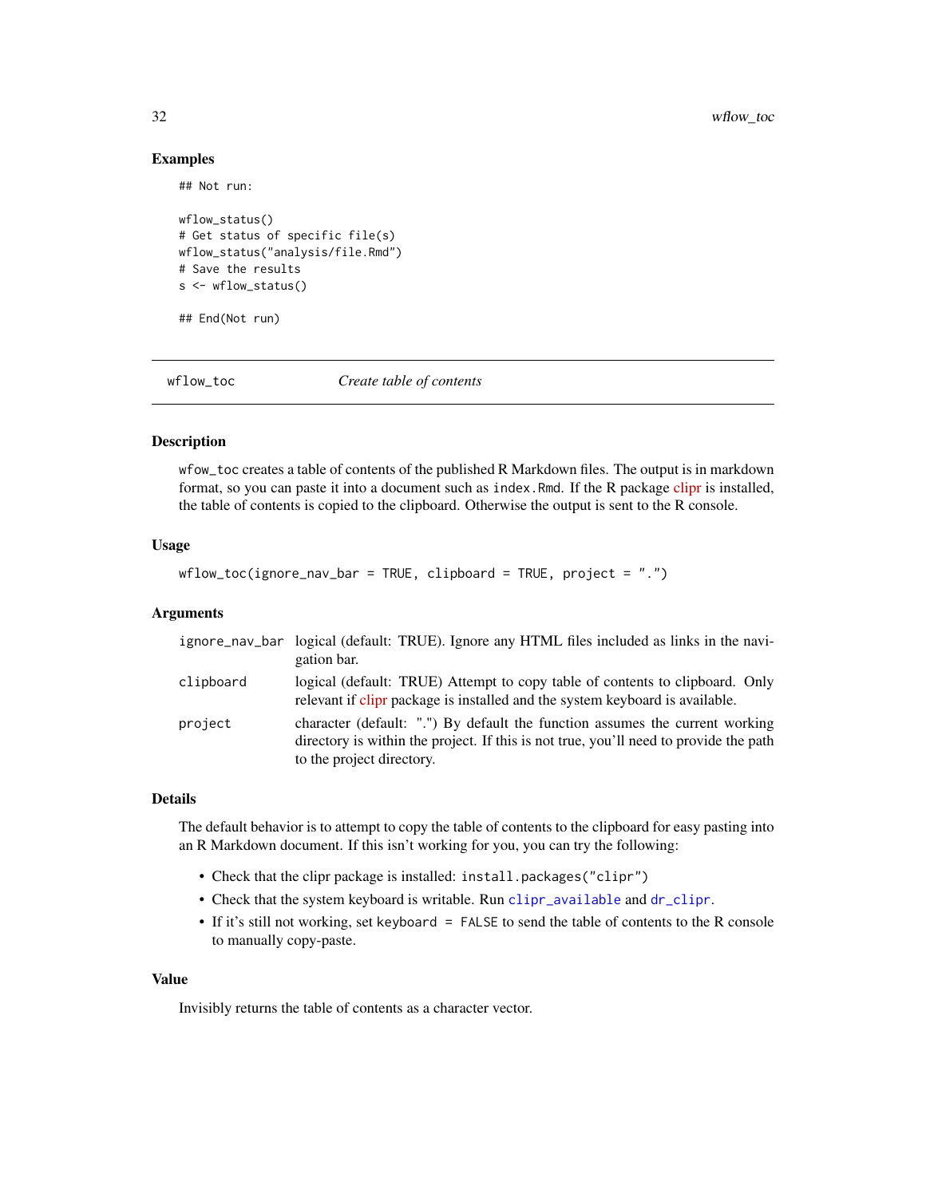### Examples

```
## Not run:

wflow_status()
# Get status of specific file(s)
wflow_status("analysis/file.Rmd")
# Save the results
s <- wflow_status()

## End(Not run)
```

---

## wflow_toc *Create table of contents*

---

### Description

wfow_toc creates a table of contents of the published R Markdown files. The output is in markdown format, so you can paste it into a document such as index.Rmd. If the R package clipr is installed, the table of contents is copied to the clipboard. Otherwise the output is sent to the R console.

### Usage

```
wflow_toc(ignore_nav_bar = TRUE, clipboard = TRUE, project = ".")
```

### Arguments

| | |
|---|---|
| ignore_nav_bar | logical (default: TRUE). Ignore any HTML files included as links in the navigation bar. |
| clipboard | logical (default: TRUE) Attempt to copy table of contents to clipboard. Only relevant if clipr package is installed and the system keyboard is available. |
| project | character (default: ".") By default the function assumes the current working directory is within the project. If this is not true, you'll need to provide the path to the project directory. |

### Details

The default behavior is to attempt to copy the table of contents to the clipboard for easy pasting into an R Markdown document. If this isn't working for you, you can try the following:

- Check that the clipr package is installed: `install.packages("clipr")`
- Check that the system keyboard is writable. Run `clipr_available` and `dr_clipr`.
- If it's still not working, set `keyboard = FALSE` to send the table of contents to the R console to manually copy-paste.

### Value

Invisibly returns the table of contents as a character vector.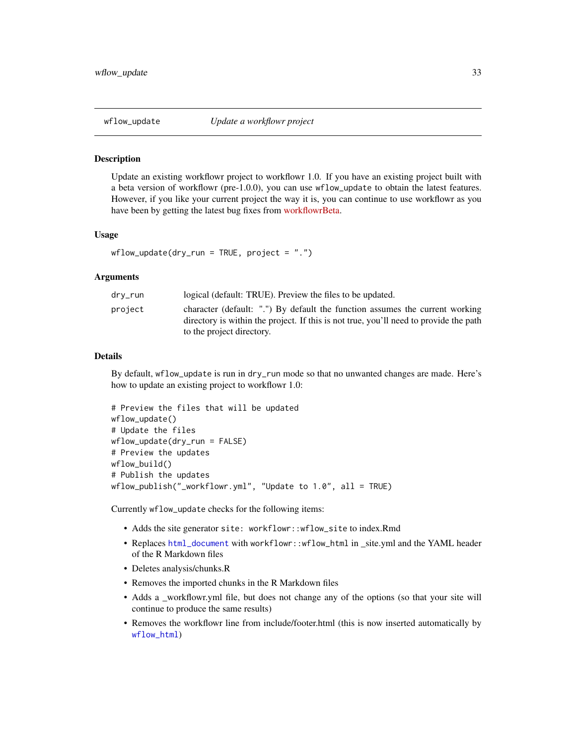## wflow_update — *Update a workflowr project*

### Description

Update an existing workflowr project to workflowr 1.0. If you have an existing project built with a beta version of workflowr (pre-1.0.0), you can use `wflow_update` to obtain the latest features. However, if you like your current project the way it is, you can continue to use workflowr as you have been by getting the latest bug fixes from workflowrBeta.

### Usage

```
wflow_update(dry_run = TRUE, project = ".")
```

### Arguments

| | |
|---|---|
| `dry_run` | logical (default: TRUE). Preview the files to be updated. |
| `project` | character (default: ".") By default the function assumes the current working directory is within the project. If this is not true, you'll need to provide the path to the project directory. |

### Details

By default, `wflow_update` is run in `dry_run` mode so that no unwanted changes are made. Here's how to update an existing project to workflowr 1.0:

```
# Preview the files that will be updated
wflow_update()
# Update the files
wflow_update(dry_run = FALSE)
# Preview the updates
wflow_build()
# Publish the updates
wflow_publish("_workflowr.yml", "Update to 1.0", all = TRUE)
```

Currently `wflow_update` checks for the following items:

- Adds the site generator `site: workflowr::wflow_site` to index.Rmd
- Replaces `html_document` with `workflowr::wflow_html` in _site.yml and the YAML header of the R Markdown files
- Deletes analysis/chunks.R
- Removes the imported chunks in the R Markdown files
- Adds a _workflowr.yml file, but does not change any of the options (so that your site will continue to produce the same results)
- Removes the workflowr line from include/footer.html (this is now inserted automatically by `wflow_html`)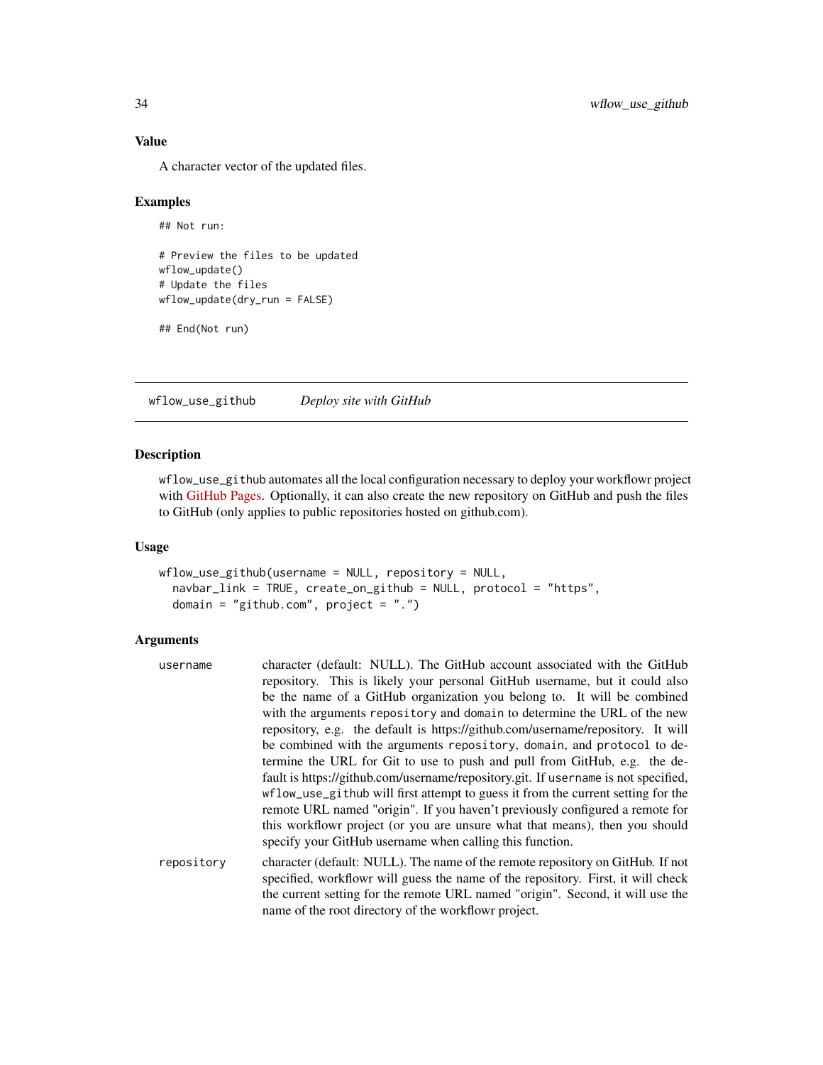### Value

A character vector of the updated files.

### Examples

```
## Not run:

# Preview the files to be updated
wflow_update()
# Update the files
wflow_update(dry_run = FALSE)

## End(Not run)
```

---

## wflow_use_github    *Deploy site with GitHub*

### Description

wflow_use_github automates all the local configuration necessary to deploy your workflowr project with GitHub Pages. Optionally, it can also create the new repository on GitHub and push the files to GitHub (only applies to public repositories hosted on github.com).

### Usage

```
wflow_use_github(username = NULL, repository = NULL,
  navbar_link = TRUE, create_on_github = NULL, protocol = "https",
  domain = "github.com", project = ".")
```

### Arguments

| | |
|---|---|
| username | character (default: NULL). The GitHub account associated with the GitHub repository. This is likely your personal GitHub username, but it could also be the name of a GitHub organization you belong to. It will be combined with the arguments repository and domain to determine the URL of the new repository, e.g. the default is https://github.com/username/repository. It will be combined with the arguments repository, domain, and protocol to determine the URL for Git to use to push and pull from GitHub, e.g. the default is https://github.com/username/repository.git. If username is not specified, wflow_use_github will first attempt to guess it from the current setting for the remote URL named "origin". If you haven't previously configured a remote for this workflowr project (or you are unsure what that means), then you should specify your GitHub username when calling this function. |
| repository | character (default: NULL). The name of the remote repository on GitHub. If not specified, workflowr will guess the name of the repository. First, it will check the current setting for the remote URL named "origin". Second, it will use the name of the root directory of the workflowr project. |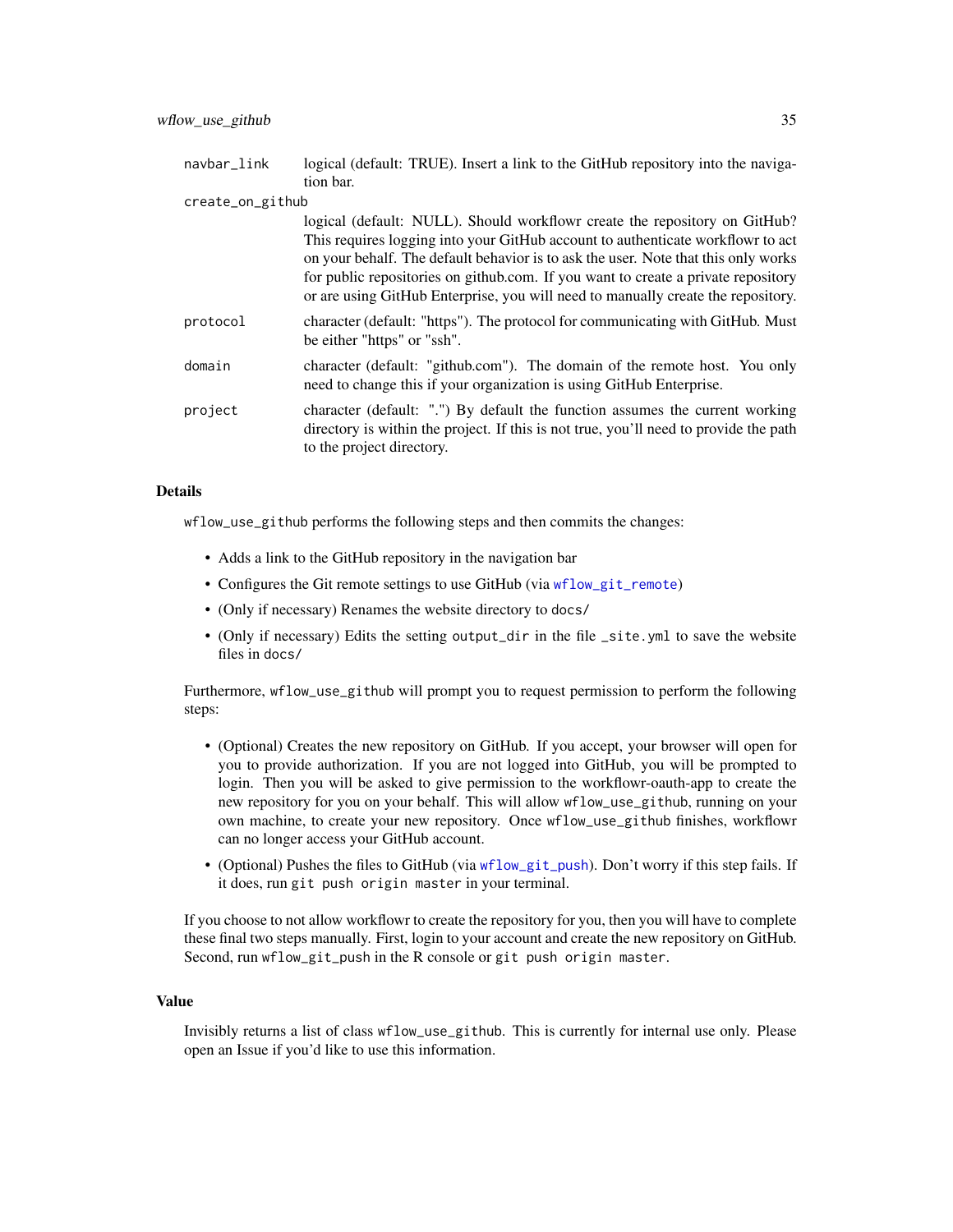| | |
|---|---|
| `navbar_link` | logical (default: TRUE). Insert a link to the GitHub repository into the navigation bar. |
| `create_on_github` | logical (default: NULL). Should workflowr create the repository on GitHub? This requires logging into your GitHub account to authenticate workflowr to act on your behalf. The default behavior is to ask the user. Note that this only works for public repositories on github.com. If you want to create a private repository or are using GitHub Enterprise, you will need to manually create the repository. |
| `protocol` | character (default: "https"). The protocol for communicating with GitHub. Must be either "https" or "ssh". |
| `domain` | character (default: "github.com"). The domain of the remote host. You only need to change this if your organization is using GitHub Enterprise. |
| `project` | character (default: ".") By default the function assumes the current working directory is within the project. If this is not true, you'll need to provide the path to the project directory. |

## Details

`wflow_use_github` performs the following steps and then commits the changes:

- Adds a link to the GitHub repository in the navigation bar
- Configures the Git remote settings to use GitHub (via `wflow_git_remote`)
- (Only if necessary) Renames the website directory to `docs/`
- (Only if necessary) Edits the setting `output_dir` in the file `_site.yml` to save the website files in `docs/`

Furthermore, `wflow_use_github` will prompt you to request permission to perform the following steps:

- (Optional) Creates the new repository on GitHub. If you accept, your browser will open for you to provide authorization. If you are not logged into GitHub, you will be prompted to login. Then you will be asked to give permission to the workflowr-oauth-app to create the new repository for you on your behalf. This will allow `wflow_use_github`, running on your own machine, to create your new repository. Once `wflow_use_github` finishes, workflowr can no longer access your GitHub account.
- (Optional) Pushes the files to GitHub (via `wflow_git_push`). Don't worry if this step fails. If it does, run `git push origin master` in your terminal.

If you choose to not allow workflowr to create the repository for you, then you will have to complete these final two steps manually. First, login to your account and create the new repository on GitHub. Second, run `wflow_git_push` in the R console or `git push origin master`.

## Value

Invisibly returns a list of class `wflow_use_github`. This is currently for internal use only. Please open an Issue if you'd like to use this information.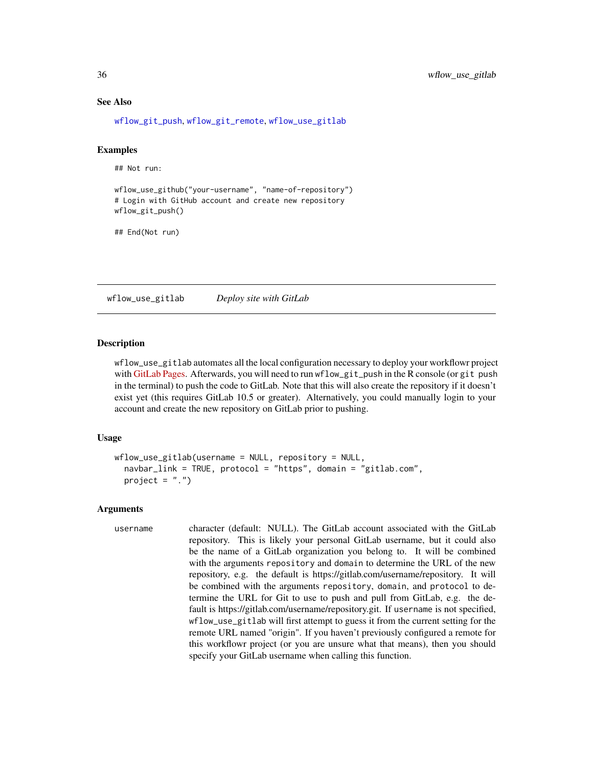### See Also

`wflow_git_push`, `wflow_git_remote`, `wflow_use_gitlab`

### Examples

```
## Not run:

wflow_use_github("your-username", "name-of-repository")
# Login with GitHub account and create new repository
wflow_git_push()

## End(Not run)
```

---

## wflow_use_gitlab *Deploy site with GitLab*

---

### Description

`wflow_use_gitlab` automates all the local configuration necessary to deploy your workflowr project with GitLab Pages. Afterwards, you will need to run `wflow_git_push` in the R console (or `git push` in the terminal) to push the code to GitLab. Note that this will also create the repository if it doesn't exist yet (this requires GitLab 10.5 or greater). Alternatively, you could manually login to your account and create the new repository on GitLab prior to pushing.

### Usage

```
wflow_use_gitlab(username = NULL, repository = NULL,
  navbar_link = TRUE, protocol = "https", domain = "gitlab.com",
  project = ".")
```

### Arguments

| | |
|---|---|
| `username` | character (default: NULL). The GitLab account associated with the GitLab repository. This is likely your personal GitLab username, but it could also be the name of a GitLab organization you belong to. It will be combined with the arguments `repository` and `domain` to determine the URL of the new repository, e.g. the default is https://gitlab.com/username/repository. It will be combined with the arguments `repository`, `domain`, and `protocol` to determine the URL for Git to use to push and pull from GitLab, e.g. the default is https://gitlab.com/username/repository.git. If `username` is not specified, `wflow_use_gitlab` will first attempt to guess it from the current setting for the remote URL named "origin". If you haven't previously configured a remote for this workflowr project (or you are unsure what that means), then you should specify your GitLab username when calling this function. |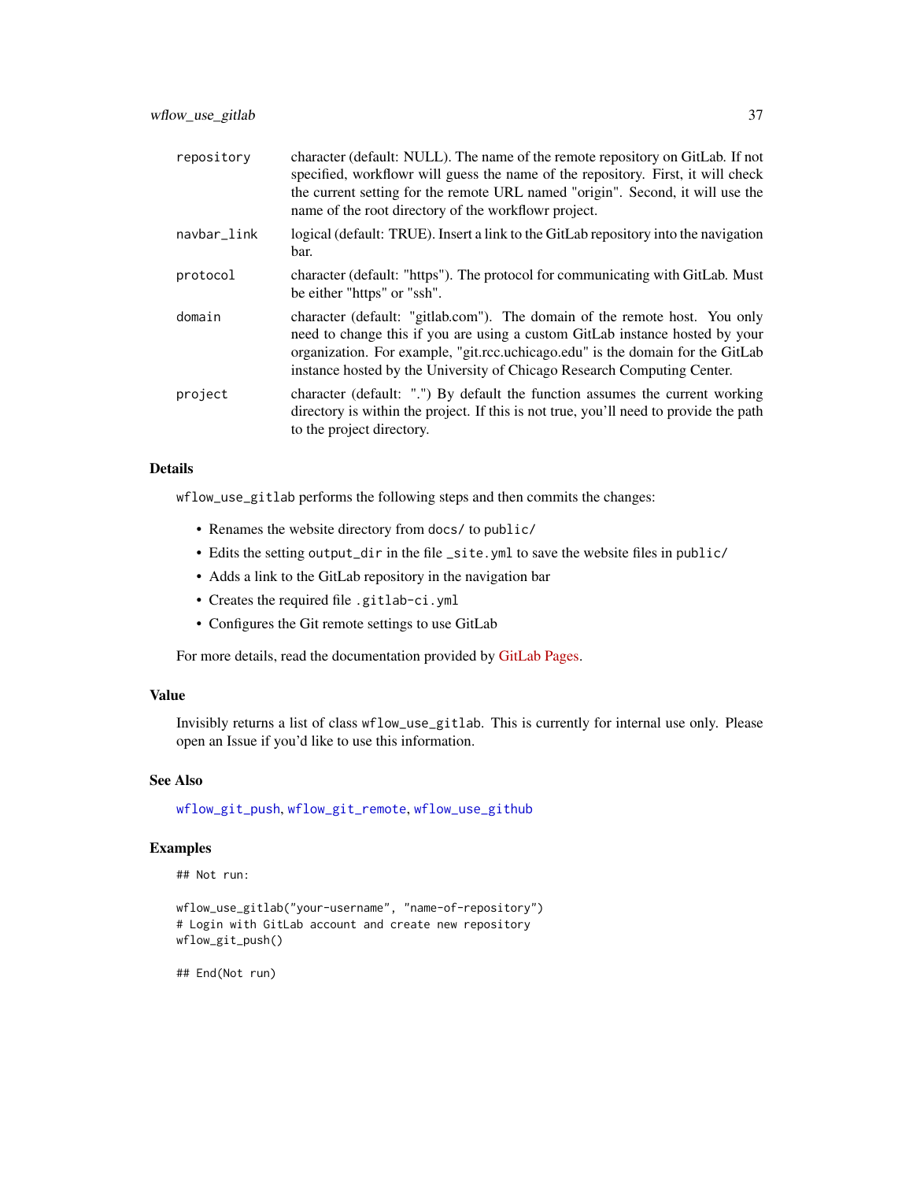| | |
|---|---|
| `repository` | character (default: NULL). The name of the remote repository on GitLab. If not specified, workflowr will guess the name of the repository. First, it will check the current setting for the remote URL named "origin". Second, it will use the name of the root directory of the workflowr project. |
| `navbar_link` | logical (default: TRUE). Insert a link to the GitLab repository into the navigation bar. |
| `protocol` | character (default: "https"). The protocol for communicating with GitLab. Must be either "https" or "ssh". |
| `domain` | character (default: "gitlab.com"). The domain of the remote host. You only need to change this if you are using a custom GitLab instance hosted by your organization. For example, "git.rcc.uchicago.edu" is the domain for the GitLab instance hosted by the University of Chicago Research Computing Center. |
| `project` | character (default: ".") By default the function assumes the current working directory is within the project. If this is not true, you'll need to provide the path to the project directory. |

### Details

`wflow_use_gitlab` performs the following steps and then commits the changes:

- Renames the website directory from `docs/` to `public/`
- Edits the setting `output_dir` in the file `_site.yml` to save the website files in `public/`
- Adds a link to the GitLab repository in the navigation bar
- Creates the required file `.gitlab-ci.yml`
- Configures the Git remote settings to use GitLab

For more details, read the documentation provided by GitLab Pages.

### Value

Invisibly returns a list of class `wflow_use_gitlab`. This is currently for internal use only. Please open an Issue if you'd like to use this information.

### See Also

`wflow_git_push`, `wflow_git_remote`, `wflow_use_github`

### Examples

```
## Not run:

wflow_use_gitlab("your-username", "name-of-repository")
# Login with GitLab account and create new repository
wflow_git_push()

## End(Not run)
```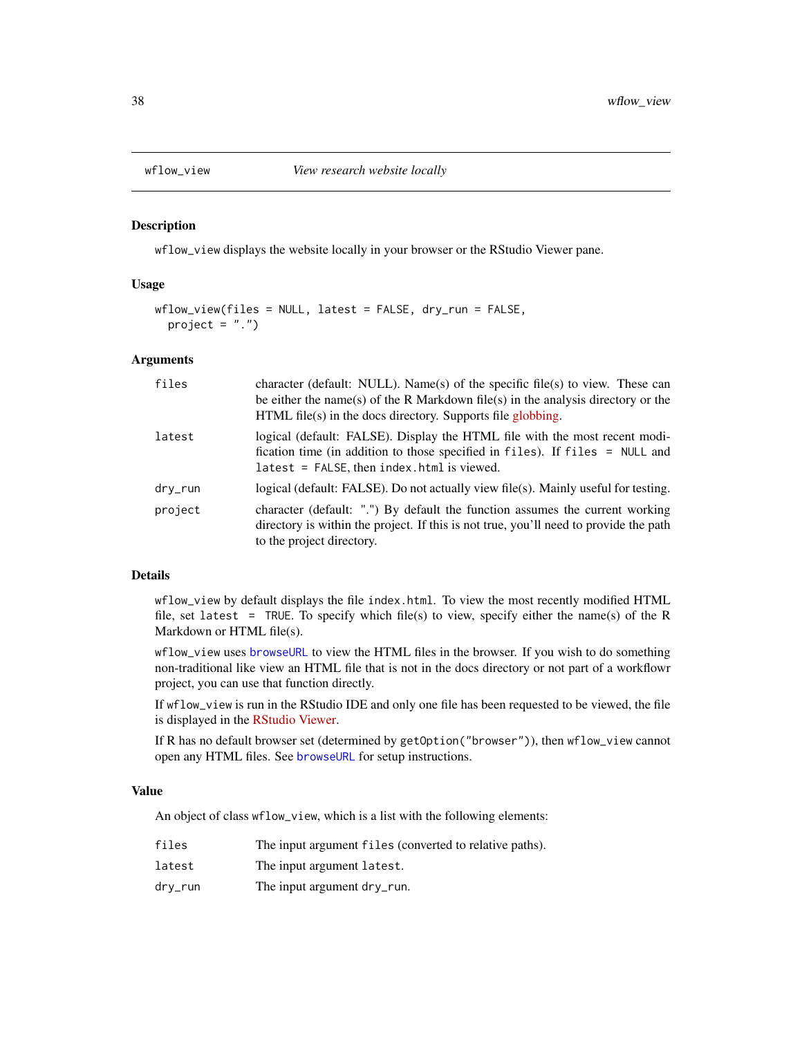# wflow_view — *View research website locally*

## Description

`wflow_view` displays the website locally in your browser or the RStudio Viewer pane.

## Usage

```
wflow_view(files = NULL, latest = FALSE, dry_run = FALSE,
  project = ".")
```

## Arguments

| | |
|---|---|
| `files` | character (default: NULL). Name(s) of the specific file(s) to view. These can be either the name(s) of the R Markdown file(s) in the analysis directory or the HTML file(s) in the docs directory. Supports file globbing. |
| `latest` | logical (default: FALSE). Display the HTML file with the most recent modification time (in addition to those specified in `files`). If `files = NULL` and `latest = FALSE`, then `index.html` is viewed. |
| `dry_run` | logical (default: FALSE). Do not actually view file(s). Mainly useful for testing. |
| `project` | character (default: ".") By default the function assumes the current working directory is within the project. If this is not true, you'll need to provide the path to the project directory. |

## Details

`wflow_view` by default displays the file `index.html`. To view the most recently modified HTML file, set `latest = TRUE`. To specify which file(s) to view, specify either the name(s) of the R Markdown or HTML file(s).

`wflow_view` uses `browseURL` to view the HTML files in the browser. If you wish to do something non-traditional like view an HTML file that is not in the docs directory or not part of a workflowr project, you can use that function directly.

If `wflow_view` is run in the RStudio IDE and only one file has been requested to be viewed, the file is displayed in the RStudio Viewer.

If R has no default browser set (determined by `getOption("browser")`), then `wflow_view` cannot open any HTML files. See `browseURL` for setup instructions.

## Value

An object of class `wflow_view`, which is a list with the following elements:

| | |
|---|---|
| `files` | The input argument `files` (converted to relative paths). |
| `latest` | The input argument `latest`. |
| `dry_run` | The input argument `dry_run`. |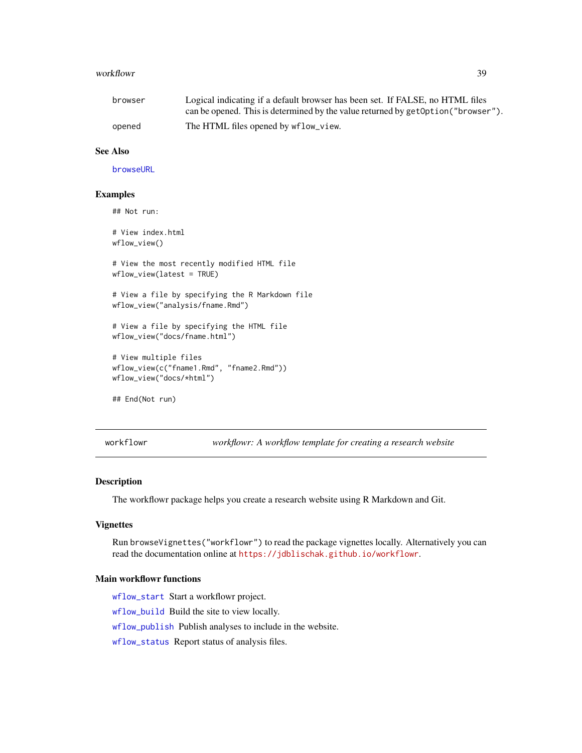browser
: Logical indicating if a default browser has been set. If FALSE, no HTML files can be opened. This is determined by the value returned by `getOption("browser")`.

opened
: The HTML files opened by `wflow_view`.

### See Also

browseURL

### Examples

```
## Not run:

# View index.html
wflow_view()

# View the most recently modified HTML file
wflow_view(latest = TRUE)

# View a file by specifying the R Markdown file
wflow_view("analysis/fname.Rmd")

# View a file by specifying the HTML file
wflow_view("docs/fname.html")

# View multiple files
wflow_view(c("fname1.Rmd", "fname2.Rmd"))
wflow_view("docs/*html")

## End(Not run)
```

---

## workflowr — *workflowr: A workflow template for creating a research website*

---

### Description

The workflowr package helps you create a research website using R Markdown and Git.

### Vignettes

Run `browseVignettes("workflowr")` to read the package vignettes locally. Alternatively you can read the documentation online at https://jdblischak.github.io/workflowr.

### Main workflowr functions

- `wflow_start` Start a workflowr project.
- `wflow_build` Build the site to view locally.
- `wflow_publish` Publish analyses to include in the website.
- `wflow_status` Report status of analysis files.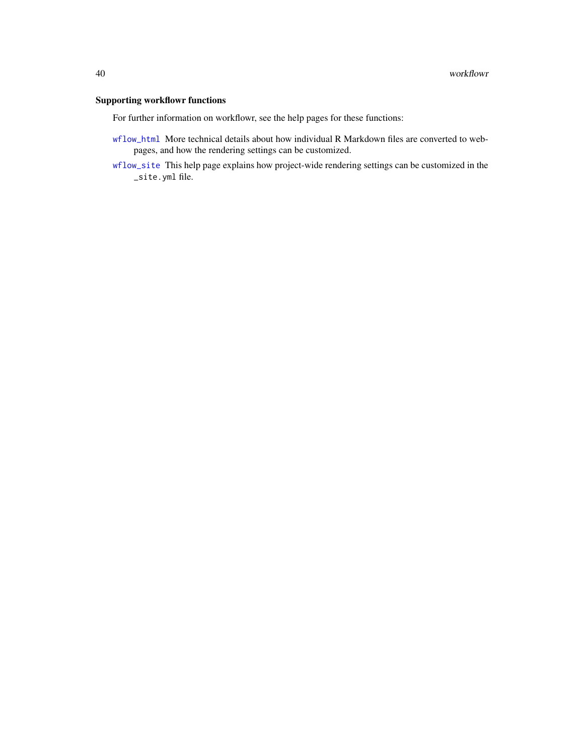### Supporting workflowr functions

For further information on workflowr, see the help pages for these functions:

`wflow_html` More technical details about how individual R Markdown files are converted to webpages, and how the rendering settings can be customized.

`wflow_site` This help page explains how project-wide rendering settings can be customized in the `_site.yml` file.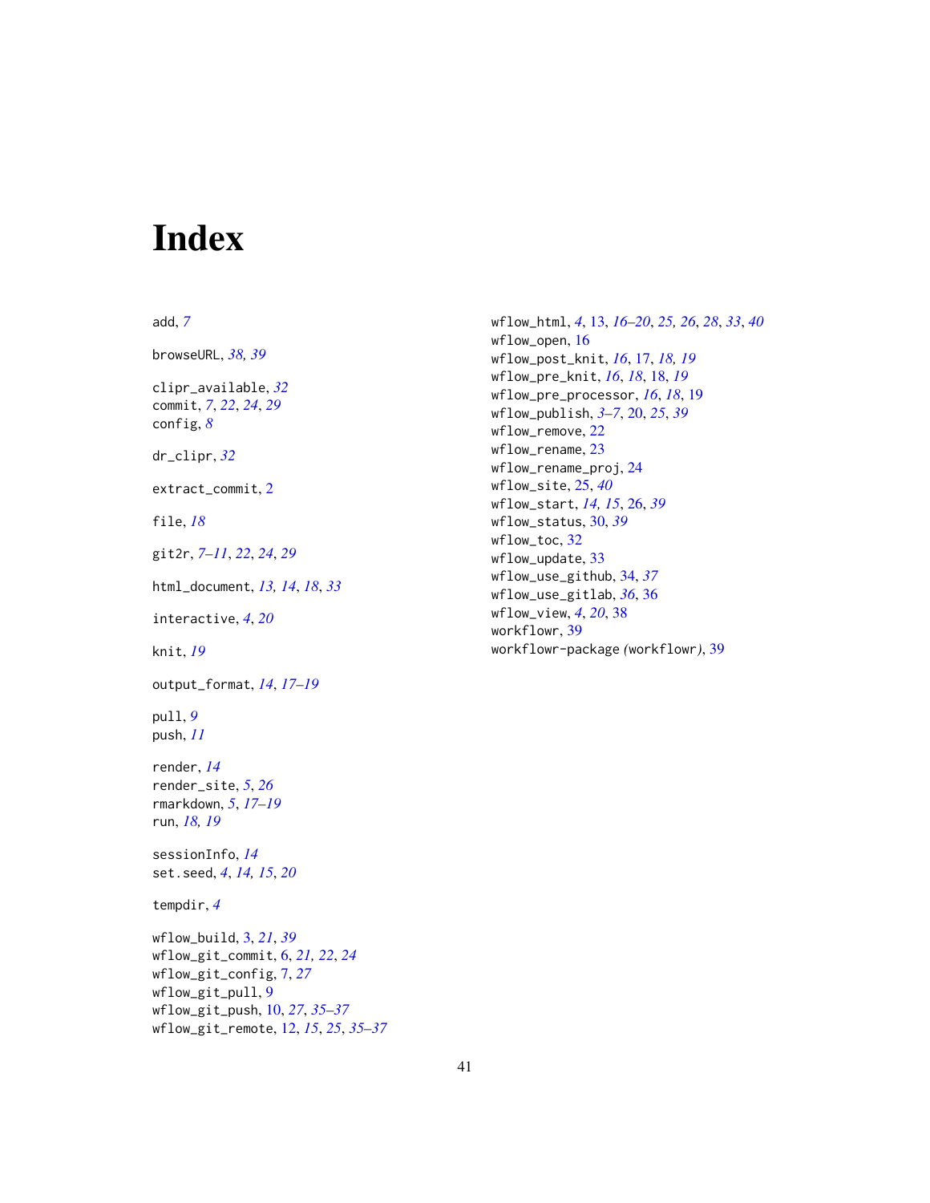# Index

add, *7*

browseURL, *38, 39*

clipr_available, *32*
commit, *7*, *22*, *24*, *29*
config, *8*

dr_clipr, *32*

extract_commit, 2

file, *18*

git2r, *7–11*, *22*, *24*, *29*

html_document, *13, 14*, *18*, *33*

interactive, *4*, *20*

knit, *19*

output_format, *14*, *17–19*

pull, *9*
push, *11*

render, *14*
render_site, *5*, *26*
rmarkdown, *5*, *17–19*
run, *18, 19*

sessionInfo, *14*
set.seed, *4*, *14, 15*, *20*

tempdir, *4*

wflow_build, 3, *21*, *39*
wflow_git_commit, 6, *21, 22*, *24*
wflow_git_config, 7, *27*
wflow_git_pull, 9
wflow_git_push, 10, *27*, *35–37*
wflow_git_remote, 12, *15*, *25*, *35–37*
wflow_html, *4*, 13, *16–20*, *25, 26*, *28*, *33*, *40*
wflow_open, 16
wflow_post_knit, *16*, 17, *18, 19*
wflow_pre_knit, *16*, *18*, 18, *19*
wflow_pre_processor, *16*, *18*, 19
wflow_publish, *3–7*, 20, *25*, *39*
wflow_remove, 22
wflow_rename, 23
wflow_rename_proj, 24
wflow_site, 25, *40*
wflow_start, *14, 15*, 26, *39*
wflow_status, 30, *39*
wflow_toc, 32
wflow_update, 33
wflow_use_github, 34, *37*
wflow_use_gitlab, *36*, 36
wflow_view, *4*, *20*, 38
workflowr, 39
workflowr-package (workflowr), 39